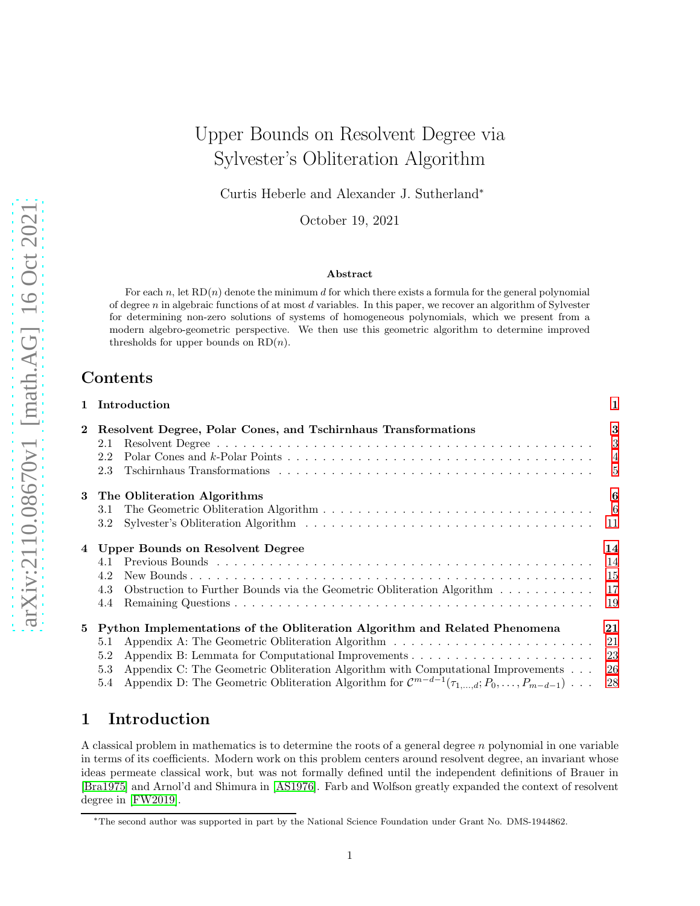# Upper Bounds on Resolvent Degree via Sylvester's Obliteration Algorithm

Curtis Heberle and Alexander J. Sutherland*

October 19, 2021

### Abstract

For each $n$, let $\mathrm{RD}(n)$ denote the minimum $d$ for which there exists a formula for the general polynomial of degree $n$ in algebraic functions of at most $d$ variables. In this paper, we recover an algorithm of Sylvester for determining non-zero solutions of systems of homogeneous polynomials, which we present from a modern algebro-geometric perspective. We then use this geometric algorithm to determine improved thresholds for upper bounds on $\mathrm{RD}(n)$.

## Contents

- **1 Introduction** — 1
- **2 Resolvent Degree, Polar Cones, and Tschirnhaus Transformations** — 3
  - 2.1 Resolvent Degree — 3
  - 2.2 Polar Cones and $k$-Polar Points — 4
  - 2.3 Tschirnhaus Transformations — 5
- **3 The Obliteration Algorithms** — 6
  - 3.1 The Geometric Obliteration Algorithm — 6
  - 3.2 Sylvester's Obliteration Algorithm — 11
- **4 Upper Bounds on Resolvent Degree** — 14
  - 4.1 Previous Bounds — 14
  - 4.2 New Bounds — 15
  - 4.3 Obstruction to Further Bounds via the Geometric Obliteration Algorithm — 17
  - 4.4 Remaining Questions — 19
- **5 Python Implementations of the Obliteration Algorithm and Related Phenomena** — 21
  - 5.1 Appendix A: The Geometric Obliteration Algorithm — 21
  - 5.2 Appendix B: Lemmata for Computational Improvements — 23
  - 5.3 Appendix C: The Geometric Obliteration Algorithm with Computational Improvements — 26
  - 5.4 Appendix D: The Geometric Obliteration Algorithm for $\mathcal{C}^{m-d-1}(\tau_{1,\ldots,d}; P_0, \ldots, P_{m-d-1})$ — 28

## 1 Introduction

A classical problem in mathematics is to determine the roots of a general degree $n$ polynomial in one variable in terms of its coefficients. Modern work on this problem centers around resolvent degree, an invariant whose ideas permeate classical work, but was not formally defined until the independent definitions of Brauer in [Bra1975] and Arnol'd and Shimura in [AS1976]. Farb and Wolfson greatly expanded the context of resolvent degree in [FW2019].

*The second author was supported in part by the National Science Foundation under Grant No. DMS-1944862.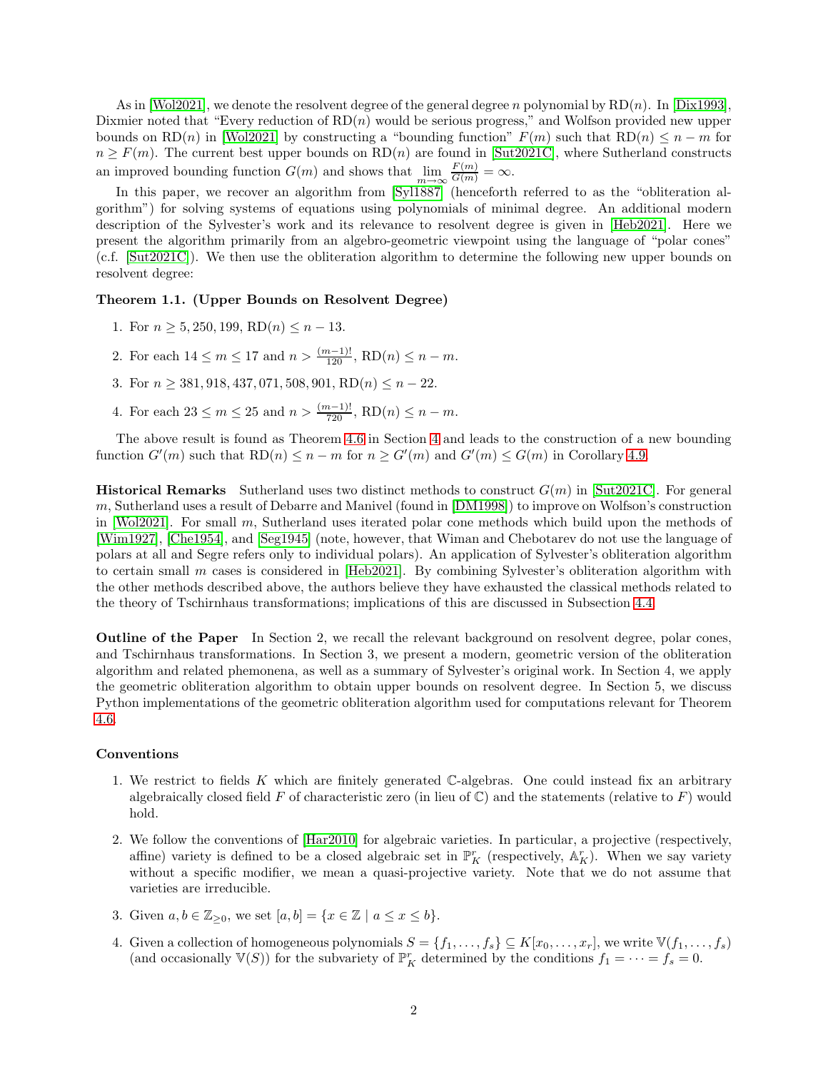As in [Wol2021], we denote the resolvent degree of the general degree $n$ polynomial by $\mathrm{RD}(n)$. In [Dix1993], Dixmier noted that "Every reduction of $\mathrm{RD}(n)$ would be serious progress," and Wolfson provided new upper bounds on $\mathrm{RD}(n)$ in [Wol2021] by constructing a "bounding function" $F(m)$ such that $\mathrm{RD}(n) \leq n - m$ for $n \geq F(m)$. The current best upper bounds on $\mathrm{RD}(n)$ are found in [Sut2021C], where Sutherland constructs an improved bounding function $G(m)$ and shows that $\lim\limits_{m\to\infty} \frac{F(m)}{G(m)} = \infty$.

In this paper, we recover an algorithm from [Syl1887] (henceforth referred to as the "obliteration algorithm") for solving systems of equations using polynomials of minimal degree. An additional modern description of the Sylvester's work and its relevance to resolvent degree is given in [Heb2021]. Here we present the algorithm primarily from an algebro-geometric viewpoint using the language of "polar cones" (c.f. [Sut2021C]). We then use the obliteration algorithm to determine the following new upper bounds on resolvent degree:

**Theorem 1.1. (Upper Bounds on Resolvent Degree)**

1. For $n \geq 5,250,199$, $\mathrm{RD}(n) \leq n - 13$.
2. For each $14 \leq m \leq 17$ and $n > \frac{(m-1)!}{120}$, $\mathrm{RD}(n) \leq n - m$.
3. For $n \geq 381,918,437,071,508,901$, $\mathrm{RD}(n) \leq n - 22$.
4. For each $23 \leq m \leq 25$ and $n > \frac{(m-1)!}{720}$, $\mathrm{RD}(n) \leq n - m$.

The above result is found as Theorem 4.6 in Section 4 and leads to the construction of a new bounding function $G'(m)$ such that $\mathrm{RD}(n) \leq n - m$ for $n \geq G'(m)$ and $G'(m) \leq G(m)$ in Corollary 4.9.

**Historical Remarks** Sutherland uses two distinct methods to construct $G(m)$ in [Sut2021C]. For general $m$, Sutherland uses a result of Debarre and Manivel (found in [DM1998]) to improve on Wolfson's construction in [Wol2021]. For small $m$, Sutherland uses iterated polar cone methods which build upon the methods of [Wim1927], [Che1954], and [Seg1945] (note, however, that Wiman and Chebotarev do not use the language of polars at all and Segre refers only to individual polars). An application of Sylvester's obliteration algorithm to certain small $m$ cases is considered in [Heb2021]. By combining Sylvester's obliteration algorithm with the other methods described above, the authors believe they have exhausted the classical methods related to the theory of Tschirnhaus transformations; implications of this are discussed in Subsection 4.4.

**Outline of the Paper** In Section 2, we recall the relevant background on resolvent degree, polar cones, and Tschirnhaus transformations. In Section 3, we present a modern, geometric version of the obliteration algorithm and related phemonena, as well as a summary of Sylvester's original work. In Section 4, we apply the geometric obliteration algorithm to obtain upper bounds on resolvent degree. In Section 5, we discuss Python implementations of the geometric obliteration algorithm used for computations relevant for Theorem 4.6.

**Conventions**

1. We restrict to fields $K$ which are finitely generated $\mathbb{C}$-algebras. One could instead fix an arbitrary algebraically closed field $F$ of characteristic zero (in lieu of $\mathbb{C}$) and the statements (relative to $F$) would hold.
2. We follow the conventions of [Har2010] for algebraic varieties. In particular, a projective (respectively, affine) variety is defined to be a closed algebraic set in $\mathbb{P}^r_K$ (respectively, $\mathbb{A}^r_K$). When we say variety without a specific modifier, we mean a quasi-projective variety. Note that we do not assume that varieties are irreducible.
3. Given $a, b \in \mathbb{Z}_{\geq 0}$, we set $[a, b] = \{x \in \mathbb{Z} \mid a \leq x \leq b\}$.
4. Given a collection of homogeneous polynomials $S = \{f_1, \ldots, f_s\} \subseteq K[x_0, \ldots, x_r]$, we write $\mathbb{V}(f_1, \ldots, f_s)$ (and occasionally $\mathbb{V}(S)$) for the subvariety of $\mathbb{P}^r_K$ determined by the conditions $f_1 = \cdots = f_s = 0$.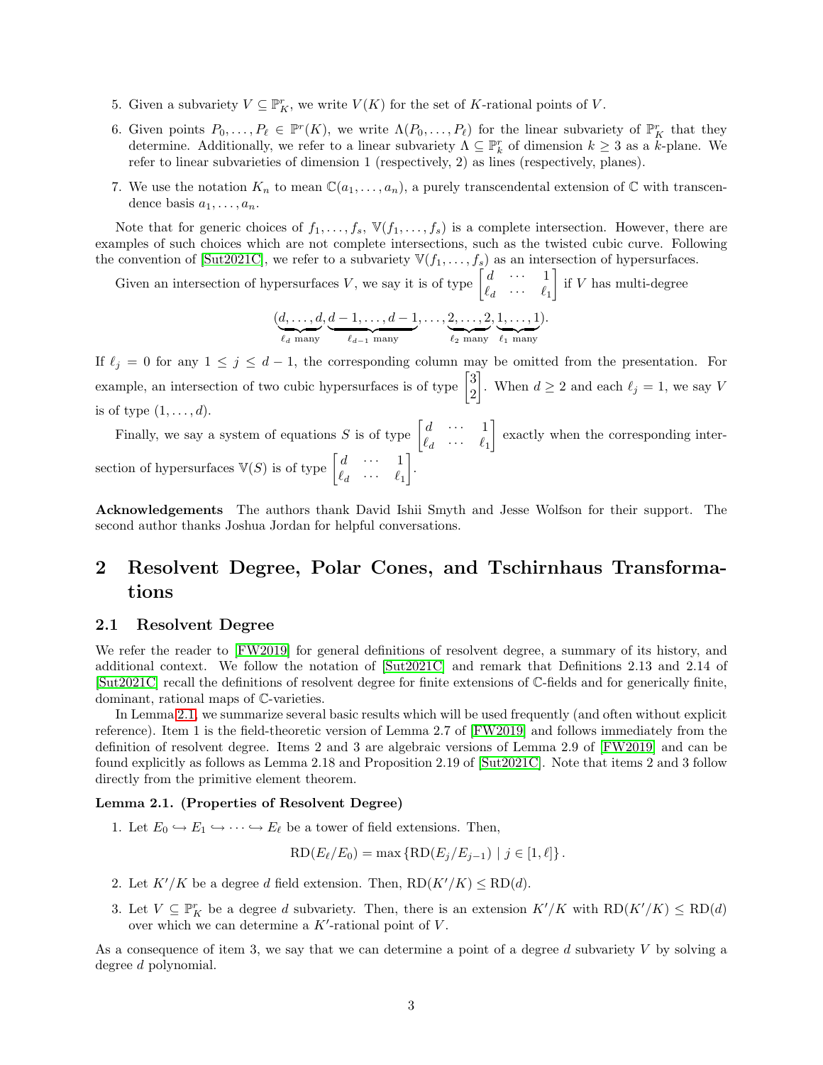5. Given a subvariety $V \subseteq \mathbb{P}^r_K$, we write $V(K)$ for the set of $K$-rational points of $V$.

6. Given points $P_0, \dots, P_\ell \in \mathbb{P}^r(K)$, we write $\Lambda(P_0, \dots, P_\ell)$ for the linear subvariety of $\mathbb{P}^r_K$ that they determine. Additionally, we refer to a linear subvariety $\Lambda \subseteq \mathbb{P}^r_k$ of dimension $k \geq 3$ as a $k$-plane. We refer to linear subvarieties of dimension 1 (respectively, 2) as lines (respectively, planes).

7. We use the notation $K_n$ to mean $\mathbb{C}(a_1, \dots, a_n)$, a purely transcendental extension of $\mathbb{C}$ with transcendence basis $a_1, \dots, a_n$.

Note that for generic choices of $f_1, \dots, f_s$, $\mathbb{V}(f_1, \dots, f_s)$ is a complete intersection. However, there are examples of such choices which are not complete intersections, such as the twisted cubic curve. Following the convention of [Sut2021C], we refer to a subvariety $\mathbb{V}(f_1, \dots, f_s)$ as an intersection of hypersurfaces.

Given an intersection of hypersurfaces $V$, we say it is of type $\begin{bmatrix} d & \cdots & 1 \\ \ell_d & \cdots & \ell_1 \end{bmatrix}$ if $V$ has multi-degree

$$(\underbrace{d, \dots, d}_{\ell_d \text{ many}}, \underbrace{d-1, \dots, d-1}_{\ell_{d-1} \text{ many}}, \dots, \underbrace{2, \dots, 2}_{\ell_2 \text{ many}}, \underbrace{1, \dots, 1}_{\ell_1 \text{ many}}).$$

If $\ell_j = 0$ for any $1 \leq j \leq d-1$, the corresponding column may be omitted from the presentation. For example, an intersection of two cubic hypersurfaces is of type $\begin{bmatrix} 3 \\ 2 \end{bmatrix}$. When $d \geq 2$ and each $\ell_j = 1$, we say $V$ is of type $(1, \dots, d)$.

Finally, we say a system of equations $S$ is of type $\begin{bmatrix} d & \cdots & 1 \\ \ell_d & \cdots & \ell_1 \end{bmatrix}$ exactly when the corresponding intersection of hypersurfaces $\mathbb{V}(S)$ is of type $\begin{bmatrix} d & \cdots & 1 \\ \ell_d & \cdots & \ell_1 \end{bmatrix}$.

**Acknowledgements** The authors thank David Ishii Smyth and Jesse Wolfson for their support. The second author thanks Joshua Jordan for helpful conversations.

# 2 Resolvent Degree, Polar Cones, and Tschirnhaus Transformations

## 2.1 Resolvent Degree

We refer the reader to [FW2019] for general definitions of resolvent degree, a summary of its history, and additional context. We follow the notation of [Sut2021C] and remark that Definitions 2.13 and 2.14 of [Sut2021C] recall the definitions of resolvent degree for finite extensions of $\mathbb{C}$-fields and for generically finite, dominant, rational maps of $\mathbb{C}$-varieties.

In Lemma 2.1, we summarize several basic results which will be used frequently (and often without explicit reference). Item 1 is the field-theoretic version of Lemma 2.7 of [FW2019] and follows immediately from the definition of resolvent degree. Items 2 and 3 are algebraic versions of Lemma 2.9 of [FW2019] and can be found explicitly as follows as Lemma 2.18 and Proposition 2.19 of [Sut2021C]. Note that items 2 and 3 follow directly from the primitive element theorem.

**Lemma 2.1. (Properties of Resolvent Degree)**

1. Let $E_0 \hookrightarrow E_1 \hookrightarrow \cdots \hookrightarrow E_\ell$ be a tower of field extensions. Then,
$$\mathrm{RD}(E_\ell/E_0) = \max\{\mathrm{RD}(E_j/E_{j-1}) \mid j \in [1, \ell]\}.$$

2. Let $K'/K$ be a degree $d$ field extension. Then, $\mathrm{RD}(K'/K) \leq \mathrm{RD}(d)$.

3. Let $V \subseteq \mathbb{P}^r_K$ be a degree $d$ subvariety. Then, there is an extension $K'/K$ with $\mathrm{RD}(K'/K) \leq \mathrm{RD}(d)$ over which we can determine a $K'$-rational point of $V$.

As a consequence of item 3, we say that we can determine a point of a degree $d$ subvariety $V$ by solving a degree $d$ polynomial.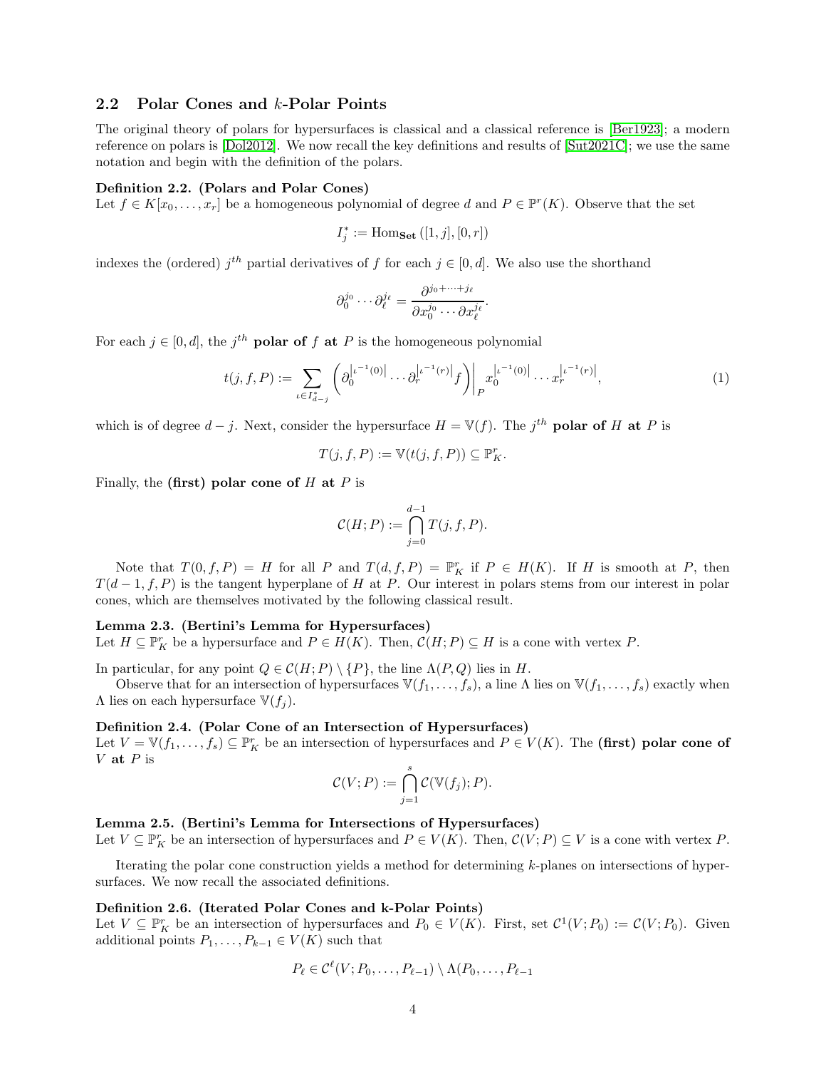## 2.2 Polar Cones and $k$-Polar Points

The original theory of polars for hypersurfaces is classical and a classical reference is [Ber1923]; a modern reference on polars is [Dol2012]. We now recall the key definitions and results of [Sut2021C]; we use the same notation and begin with the definition of the polars.

**Definition 2.2. (Polars and Polar Cones)**
Let $f \in K[x_0, \ldots, x_r]$ be a homogeneous polynomial of degree $d$ and $P \in \mathbb{P}^r(K)$. Observe that the set

$$I_j^* := \mathrm{Hom}_{\mathbf{Set}}\left([1, j], [0, r]\right)$$

indexes the (ordered) $j^{th}$ partial derivatives of $f$ for each $j \in [0, d]$. We also use the shorthand

$$\partial_0^{j_0} \cdots \partial_\ell^{j_\ell} = \frac{\partial^{j_0 + \cdots + j_\ell}}{\partial x_0^{j_0} \cdots \partial x_\ell^{j_\ell}}.$$

For each $j \in [0, d]$, the $j^{th}$ **polar of** $f$ **at** $P$ is the homogeneous polynomial

$$t(j, f, P) := \sum_{\iota \in I_{d-j}^*} \left( \partial_0^{\left|\iota^{-1}(0)\right|} \cdots \partial_r^{\left|\iota^{-1}(r)\right|} f \right)\Big|_P \, x_0^{\left|\iota^{-1}(0)\right|} \cdots x_r^{\left|\iota^{-1}(r)\right|}, \tag{1}$$

which is of degree $d - j$. Next, consider the hypersurface $H = \mathbb{V}(f)$. The $j^{th}$ **polar of** $H$ **at** $P$ is

$$T(j, f, P) := \mathbb{V}(t(j, f, P)) \subseteq \mathbb{P}_K^r.$$

Finally, the **(first) polar cone of** $H$ **at** $P$ is

$$\mathcal{C}(H; P) := \bigcap_{j=0}^{d-1} T(j, f, P).$$

Note that $T(0, f, P) = H$ for all $P$ and $T(d, f, P) = \mathbb{P}_K^r$ if $P \in H(K)$. If $H$ is smooth at $P$, then $T(d-1, f, P)$ is the tangent hyperplane of $H$ at $P$. Our interest in polars stems from our interest in polar cones, which are themselves motivated by the following classical result.

**Lemma 2.3. (Bertini's Lemma for Hypersurfaces)**
Let $H \subseteq \mathbb{P}_K^r$ be a hypersurface and $P \in H(K)$. Then, $\mathcal{C}(H; P) \subseteq H$ is a cone with vertex $P$.

In particular, for any point $Q \in \mathcal{C}(H; P) \setminus \{P\}$, the line $\Lambda(P, Q)$ lies in $H$.

Observe that for an intersection of hypersurfaces $\mathbb{V}(f_1, \ldots, f_s)$, a line $\Lambda$ lies on $\mathbb{V}(f_1, \ldots, f_s)$ exactly when $\Lambda$ lies on each hypersurface $\mathbb{V}(f_j)$.

**Definition 2.4. (Polar Cone of an Intersection of Hypersurfaces)**
Let $V = \mathbb{V}(f_1, \ldots, f_s) \subseteq \mathbb{P}_K^r$ be an intersection of hypersurfaces and $P \in V(K)$. The **(first) polar cone of** $V$ **at** $P$ is

$$\mathcal{C}(V; P) := \bigcap_{j=1}^{s} \mathcal{C}(\mathbb{V}(f_j); P).$$

**Lemma 2.5. (Bertini's Lemma for Intersections of Hypersurfaces)**
Let $V \subseteq \mathbb{P}_K^r$ be an intersection of hypersurfaces and $P \in V(K)$. Then, $\mathcal{C}(V; P) \subseteq V$ is a cone with vertex $P$.

Iterating the polar cone construction yields a method for determining $k$-planes on intersections of hypersurfaces. We now recall the associated definitions.

**Definition 2.6. (Iterated Polar Cones and k-Polar Points)**
Let $V \subseteq \mathbb{P}_K^r$ be an intersection of hypersurfaces and $P_0 \in V(K)$. First, set $\mathcal{C}^1(V; P_0) := \mathcal{C}(V; P_0)$. Given additional points $P_1, \ldots, P_{k-1} \in V(K)$ such that

$$P_\ell \in \mathcal{C}^\ell(V; P_0, \ldots, P_{\ell-1}) \setminus \Lambda(P_0, \ldots, P_{\ell-1}$$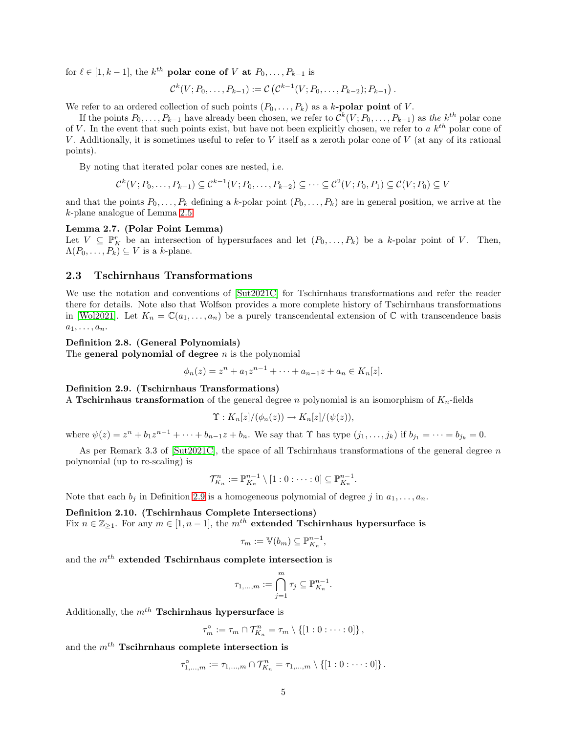for $\ell \in [1, k-1]$, the $k^{th}$ **polar cone of** $V$ **at** $P_0, \dots, P_{k-1}$ is

$$\mathcal{C}^k(V; P_0, \dots, P_{k-1}) := \mathcal{C}\left(\mathcal{C}^{k-1}(V; P_0, \dots, P_{k-2}); P_{k-1}\right).$$

We refer to an ordered collection of such points $(P_0, \dots, P_k)$ as a $k$**-polar point** of $V$.

If the points $P_0, \dots, P_{k-1}$ have already been chosen, we refer to $\mathcal{C}^k(V; P_0, \dots, P_{k-1})$ as *the* $k^{th}$ polar cone of $V$. In the event that such points exist, but have not been explicitly chosen, we refer to *a* $k^{th}$ polar cone of $V$. Additionally, it is sometimes useful to refer to $V$ itself as a zeroth polar cone of $V$ (at any of its rational points).

By noting that iterated polar cones are nested, i.e.

$$\mathcal{C}^k(V; P_0, \dots, P_{k-1}) \subseteq \mathcal{C}^{k-1}(V; P_0, \dots, P_{k-2}) \subseteq \cdots \subseteq \mathcal{C}^2(V; P_0, P_1) \subseteq \mathcal{C}(V; P_0) \subseteq V$$

and that the points $P_0, \dots, P_k$ defining a $k$-polar point $(P_0, \dots, P_k)$ are in general position, we arrive at the $k$-plane analogue of Lemma 2.5.

**Lemma 2.7. (Polar Point Lemma)**
Let $V \subseteq \mathbb{P}^r_K$ be an intersection of hypersurfaces and let $(P_0, \dots, P_k)$ be a $k$-polar point of $V$. Then, $\Lambda(P_0, \dots, P_k) \subseteq V$ is a $k$-plane.

## 2.3 Tschirnhaus Transformations

We use the notation and conventions of [Sut2021C] for Tschirnhaus transformations and refer the reader there for details. Note also that Wolfson provides a more complete history of Tschirnhaus transformations in [Wol2021]. Let $K_n = \mathbb{C}(a_1, \dots, a_n)$ be a purely transcendental extension of $\mathbb{C}$ with transcendence basis $a_1, \dots, a_n$.

**Definition 2.8. (General Polynomials)**
The **general polynomial of degree** $n$ is the polynomial

$$\phi_n(z) = z^n + a_1 z^{n-1} + \cdots + a_{n-1} z + a_n \in K_n[z].$$

**Definition 2.9. (Tschirnhaus Transformations)**
A **Tschirnhaus transformation** of the general degree $n$ polynomial is an isomorphism of $K_n$-fields

$$\Upsilon : K_n[z]/(\phi_n(z)) \to K_n[z]/(\psi(z)),$$

where $\psi(z) = z^n + b_1 z^{n-1} + \cdots + b_{n-1} z + b_n$. We say that $\Upsilon$ has type $(j_1, \dots, j_k)$ if $b_{j_1} = \cdots = b_{j_k} = 0$.

As per Remark 3.3 of [Sut2021C], the space of all Tschirnhaus transformations of the general degree $n$ polynomial (up to re-scaling) is

$$\mathcal{T}^n_{K_n} := \mathbb{P}^{n-1}_{K_n} \setminus [1 : 0 : \cdots : 0] \subseteq \mathbb{P}^{n-1}_{K_n}.$$

Note that each $b_j$ in Definition 2.9 is a homogeneous polynomial of degree $j$ in $a_1, \dots, a_n$.

**Definition 2.10. (Tschirnhaus Complete Intersections)**
Fix $n \in \mathbb{Z}_{\geq 1}$. For any $m \in [1, n-1]$, the $m^{th}$ **extended Tschirnhaus hypersurface is**

$$\tau_m := \mathbb{V}(b_m) \subseteq \mathbb{P}^{n-1}_{K_n},$$

and the $m^{th}$ **extended Tschirnhaus complete intersection** is

$$\tau_{1,\dots,m} := \bigcap_{j=1}^{m} \tau_j \subseteq \mathbb{P}^{n-1}_{K_n}.$$

Additionally, the $m^{th}$ **Tschirnhaus hypersurface** is

$$\tau^\circ_m := \tau_m \cap \mathcal{T}^n_{K_n} = \tau_m \setminus \{[1 : 0 : \cdots : 0]\},$$

and the $m^{th}$ **Tscihrnhaus complete intersection is**

$$\tau^\circ_{1,\dots,m} := \tau_{1,\dots,m} \cap \mathcal{T}^n_{K_n} = \tau_{1,\dots,m} \setminus \{[1 : 0 : \cdots : 0]\}.$$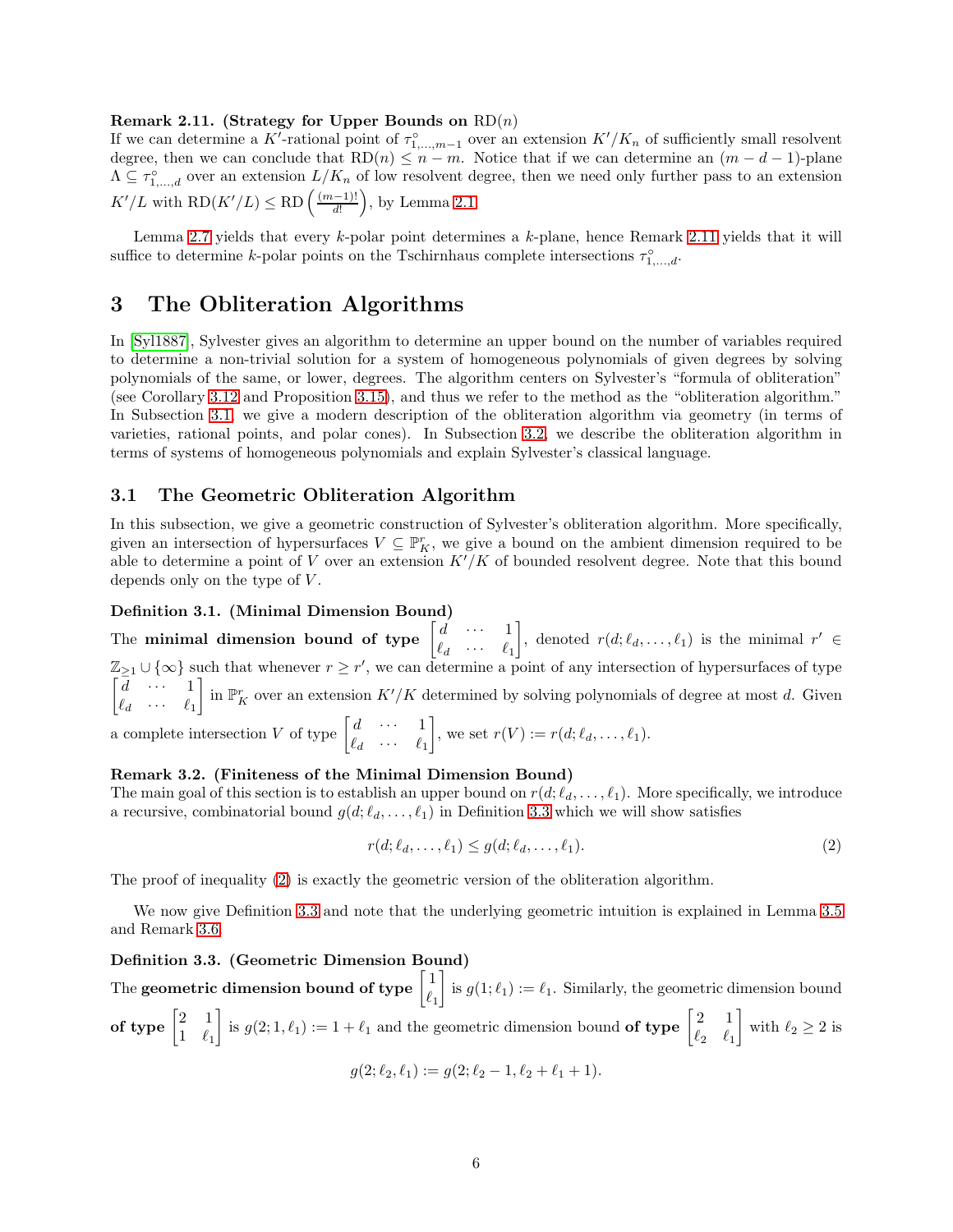**Remark 2.11. (Strategy for Upper Bounds on $\mathrm{RD}(n)$)**
If we can determine a $K'$-rational point of $\tau^{\circ}_{1,\ldots,m-1}$ over an extension $K'/K_n$ of sufficiently small resolvent degree, then we can conclude that $\mathrm{RD}(n) \leq n - m$. Notice that if we can determine an $(m-d-1)$-plane $\Lambda \subseteq \tau^{\circ}_{1,\ldots,d}$ over an extension $L/K_n$ of low resolvent degree, then we need only further pass to an extension $K'/L$ with $\mathrm{RD}(K'/L) \leq \mathrm{RD}\left(\frac{(m-1)!}{d!}\right)$, by Lemma 2.1.

Lemma 2.7 yields that every $k$-polar point determines a $k$-plane, hence Remark 2.11 yields that it will suffice to determine $k$-polar points on the Tschirnhaus complete intersections $\tau^{\circ}_{1,\ldots,d}$.

# 3 The Obliteration Algorithms

In [Syl1887], Sylvester gives an algorithm to determine an upper bound on the number of variables required to determine a non-trivial solution for a system of homogeneous polynomials of given degrees by solving polynomials of the same, or lower, degrees. The algorithm centers on Sylvester's "formula of obliteration" (see Corollary 3.12 and Proposition 3.15), and thus we refer to the method as the "obliteration algorithm." In Subsection 3.1, we give a modern description of the obliteration algorithm via geometry (in terms of varieties, rational points, and polar cones). In Subsection 3.2, we describe the obliteration algorithm in terms of systems of homogeneous polynomials and explain Sylvester's classical language.

## 3.1 The Geometric Obliteration Algorithm

In this subsection, we give a geometric construction of Sylvester's obliteration algorithm. More specifically, given an intersection of hypersurfaces $V \subseteq \mathbb{P}^r_K$, we give a bound on the ambient dimension required to be able to determine a point of $V$ over an extension $K'/K$ of bounded resolvent degree. Note that this bound depends only on the type of $V$.

**Definition 3.1. (Minimal Dimension Bound)**
The **minimal dimension bound of type** $\begin{bmatrix} d & \cdots & 1 \\ \ell_d & \cdots & \ell_1 \end{bmatrix}$, denoted $r(d;\ell_d,\ldots,\ell_1)$ is the minimal $r' \in \mathbb{Z}_{\geq 1} \cup \{\infty\}$ such that whenever $r \geq r'$, we can determine a point of any intersection of hypersurfaces of type $\begin{bmatrix} d & \cdots & 1 \\ \ell_d & \cdots & \ell_1 \end{bmatrix}$ in $\mathbb{P}^r_K$ over an extension $K'/K$ determined by solving polynomials of degree at most $d$. Given a complete intersection $V$ of type $\begin{bmatrix} d & \cdots & 1 \\ \ell_d & \cdots & \ell_1 \end{bmatrix}$, we set $r(V) := r(d;\ell_d,\ldots,\ell_1)$.

**Remark 3.2. (Finiteness of the Minimal Dimension Bound)**
The main goal of this section is to establish an upper bound on $r(d;\ell_d,\ldots,\ell_1)$. More specifically, we introduce a recursive, combinatorial bound $g(d;\ell_d,\ldots,\ell_1)$ in Definition 3.3 which we will show satisfies

$$r(d;\ell_d,\ldots,\ell_1) \leq g(d;\ell_d,\ldots,\ell_1). \tag{2}$$

The proof of inequality (2) is exactly the geometric version of the obliteration algorithm.

We now give Definition 3.3 and note that the underlying geometric intuition is explained in Lemma 3.5 and Remark 3.6.

**Definition 3.3. (Geometric Dimension Bound)**
The **geometric dimension bound of type** $\begin{bmatrix} 1 \\ \ell_1 \end{bmatrix}$ is $g(1;\ell_1) := \ell_1$. Similarly, the geometric dimension bound **of type** $\begin{bmatrix} 2 & 1 \\ 1 & \ell_1 \end{bmatrix}$ is $g(2;1,\ell_1) := 1 + \ell_1$ and the geometric dimension bound **of type** $\begin{bmatrix} 2 & 1 \\ \ell_2 & \ell_1 \end{bmatrix}$ with $\ell_2 \geq 2$ is

$$g(2;\ell_2,\ell_1) := g(2;\ell_2 - 1, \ell_2 + \ell_1 + 1).$$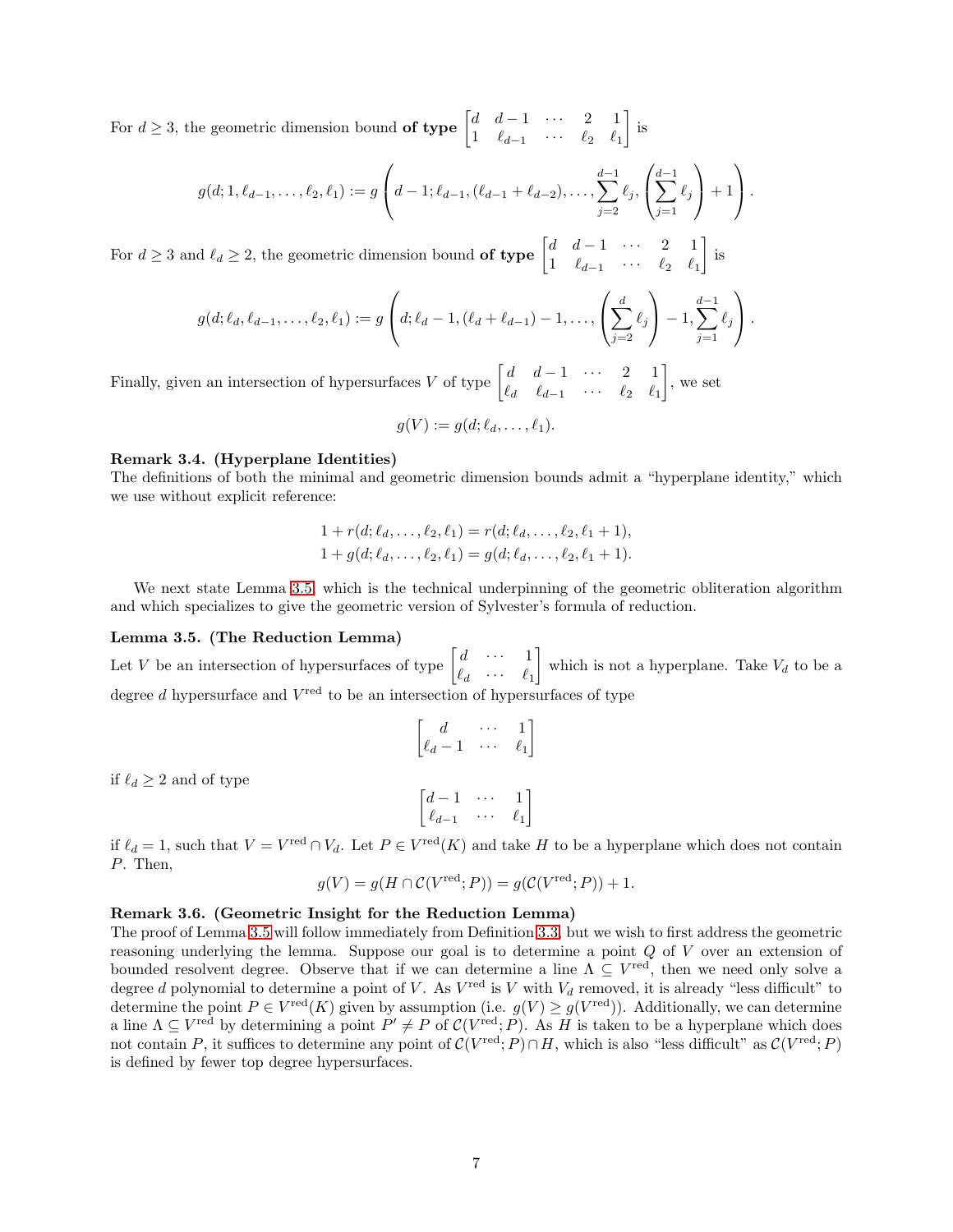For $d \geq 3$, the geometric dimension bound **of type** $\begin{bmatrix} d & d-1 & \cdots & 2 & 1 \\ 1 & \ell_{d-1} & \cdots & \ell_2 & \ell_1 \end{bmatrix}$ is

$$g(d;1,\ell_{d-1},\ldots,\ell_2,\ell_1) := g\left(d-1;\ell_{d-1},(\ell_{d-1}+\ell_{d-2}),\ldots,\sum_{j=2}^{d-1}\ell_j,\left(\sum_{j=1}^{d-1}\ell_j\right)+1\right).$$

For $d \geq 3$ and $\ell_d \geq 2$, the geometric dimension bound **of type** $\begin{bmatrix} d & d-1 & \cdots & 2 & 1 \\ 1 & \ell_{d-1} & \cdots & \ell_2 & \ell_1 \end{bmatrix}$ is

$$g(d;\ell_d,\ell_{d-1},\ldots,\ell_2,\ell_1) := g\left(d;\ell_d-1,(\ell_d+\ell_{d-1})-1,\ldots,\left(\sum_{j=2}^{d}\ell_j\right)-1,\sum_{j=1}^{d-1}\ell_j\right).$$

Finally, given an intersection of hypersurfaces $V$ of type $\begin{bmatrix} d & d-1 & \cdots & 2 & 1 \\ \ell_d & \ell_{d-1} & \cdots & \ell_2 & \ell_1 \end{bmatrix}$, we set

$$g(V) := g(d;\ell_d,\ldots,\ell_1).$$

**Remark 3.4. (Hyperplane Identities)**
The definitions of both the minimal and geometric dimension bounds admit a "hyperplane identity," which we use without explicit reference:

$$1 + r(d;\ell_d,\ldots,\ell_2,\ell_1) = r(d;\ell_d,\ldots,\ell_2,\ell_1+1),$$
$$1 + g(d;\ell_d,\ldots,\ell_2,\ell_1) = g(d;\ell_d,\ldots,\ell_2,\ell_1+1).$$

We next state Lemma 3.5, which is the technical underpinning of the geometric obliteration algorithm and which specializes to give the geometric version of Sylvester's formula of reduction.

**Lemma 3.5. (The Reduction Lemma)**
Let $V$ be an intersection of hypersurfaces of type $\begin{bmatrix} d & \cdots & 1 \\ \ell_d & \cdots & \ell_1 \end{bmatrix}$ which is not a hyperplane. Take $V_d$ to be a degree $d$ hypersurface and $V^{\text{red}}$ to be an intersection of hypersurfaces of type

$$\begin{bmatrix} d & \cdots & 1 \\ \ell_d-1 & \cdots & \ell_1 \end{bmatrix}$$

if $\ell_d \geq 2$ and of type

$$\begin{bmatrix} d-1 & \cdots & 1 \\ \ell_{d-1} & \cdots & \ell_1 \end{bmatrix}$$

if $\ell_d = 1$, such that $V = V^{\text{red}} \cap V_d$. Let $P \in V^{\text{red}}(K)$ and take $H$ to be a hyperplane which does not contain $P$. Then,

$$g(V) = g(H \cap \mathcal{C}(V^{\text{red}};P)) = g(\mathcal{C}(V^{\text{red}};P)) + 1.$$

**Remark 3.6. (Geometric Insight for the Reduction Lemma)**
The proof of Lemma 3.5 will follow immediately from Definition 3.3, but we wish to first address the geometric reasoning underlying the lemma. Suppose our goal is to determine a point $Q$ of $V$ over an extension of bounded resolvent degree. Observe that if we can determine a line $\Lambda \subseteq V^{\text{red}}$, then we need only solve a degree $d$ polynomial to determine a point of $V$. As $V^{\text{red}}$ is $V$ with $V_d$ removed, it is already "less difficult" to determine the point $P \in V^{\text{red}}(K)$ given by assumption (i.e. $g(V) \geq g(V^{\text{red}})$). Additionally, we can determine a line $\Lambda \subseteq V^{\text{red}}$ by determining a point $P' \neq P$ of $\mathcal{C}(V^{\text{red}};P)$. As $H$ is taken to be a hyperplane which does not contain $P$, it suffices to determine any point of $\mathcal{C}(V^{\text{red}};P) \cap H$, which is also "less difficult" as $\mathcal{C}(V^{\text{red}};P)$ is defined by fewer top degree hypersurfaces.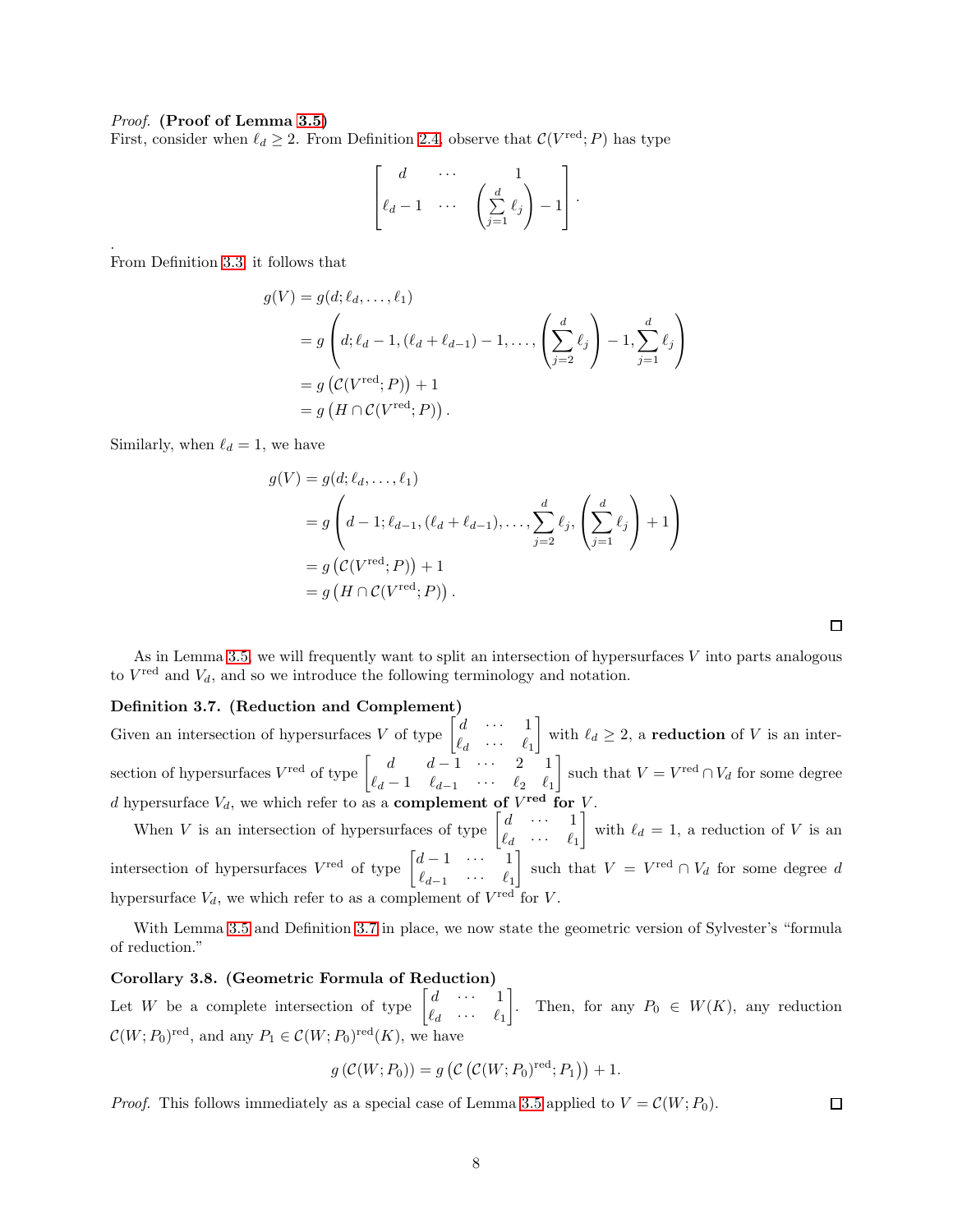*Proof.* **(Proof of Lemma 3.5)**
First, consider when $\ell_d \geq 2$. From Definition 2.4, observe that $\mathcal{C}(V^{\text{red}}; P)$ has type

$$\begin{bmatrix} d & \cdots & 1 \\ \ell_d - 1 & \cdots & \left(\sum_{j=1}^{d} \ell_j\right) - 1 \end{bmatrix}.$$

.
From Definition 3.3, it follows that

$$\begin{aligned}
g(V) &= g(d; \ell_d, \ldots, \ell_1) \\
&= g\left(d; \ell_d - 1, (\ell_d + \ell_{d-1}) - 1, \ldots, \left(\sum_{j=2}^{d} \ell_j\right) - 1, \sum_{j=1}^{d} \ell_j\right) \\
&= g\left(\mathcal{C}(V^{\text{red}}; P)\right) + 1 \\
&= g\left(H \cap \mathcal{C}(V^{\text{red}}; P)\right).
\end{aligned}$$

Similarly, when $\ell_d = 1$, we have

$$\begin{aligned}
g(V) &= g(d; \ell_d, \ldots, \ell_1) \\
&= g\left(d - 1; \ell_{d-1}, (\ell_d + \ell_{d-1}), \ldots, \sum_{j=2}^{d} \ell_j, \left(\sum_{j=1}^{d} \ell_j\right) + 1\right) \\
&= g\left(\mathcal{C}(V^{\text{red}}; P)\right) + 1 \\
&= g\left(H \cap \mathcal{C}(V^{\text{red}}; P)\right).
\end{aligned}$$

□

As in Lemma 3.5, we will frequently want to split an intersection of hypersurfaces $V$ into parts analogous to $V^{\text{red}}$ and $V_d$, and so we introduce the following terminology and notation.

**Definition 3.7. (Reduction and Complement)**
Given an intersection of hypersurfaces $V$ of type $\begin{bmatrix} d & \cdots & 1 \\ \ell_d & \cdots & \ell_1 \end{bmatrix}$ with $\ell_d \geq 2$, a **reduction** of $V$ is an intersection of hypersurfaces $V^{\text{red}}$ of type $\begin{bmatrix} d & d-1 & \cdots & 2 & 1 \\ \ell_d - 1 & \ell_{d-1} & \cdots & \ell_2 & \ell_1 \end{bmatrix}$ such that $V = V^{\text{red}} \cap V_d$ for some degree $d$ hypersurface $V_d$, we which refer to as a **complement of $V^{\text{red}}$ for** $V$.

When $V$ is an intersection of hypersurfaces of type $\begin{bmatrix} d & \cdots & 1 \\ \ell_d & \cdots & \ell_1 \end{bmatrix}$ with $\ell_d = 1$, a reduction of $V$ is an intersection of hypersurfaces $V^{\text{red}}$ of type $\begin{bmatrix} d-1 & \cdots & 1 \\ \ell_{d-1} & \cdots & \ell_1 \end{bmatrix}$ such that $V = V^{\text{red}} \cap V_d$ for some degree $d$ hypersurface $V_d$, we which refer to as a complement of $V^{\text{red}}$ for $V$.

With Lemma 3.5 and Definition 3.7 in place, we now state the geometric version of Sylvester's "formula of reduction."

**Corollary 3.8. (Geometric Formula of Reduction)**
Let $W$ be a complete intersection of type $\begin{bmatrix} d & \cdots & 1 \\ \ell_d & \cdots & \ell_1 \end{bmatrix}$. Then, for any $P_0 \in W(K)$, any reduction $\mathcal{C}(W; P_0)^{\text{red}}$, and any $P_1 \in \mathcal{C}(W; P_0)^{\text{red}}(K)$, we have

$$g\left(\mathcal{C}(W; P_0)\right) = g\left(\mathcal{C}\left(\mathcal{C}(W; P_0)^{\text{red}}; P_1\right)\right) + 1.$$

*Proof.* This follows immediately as a special case of Lemma 3.5 applied to $V = \mathcal{C}(W; P_0)$. □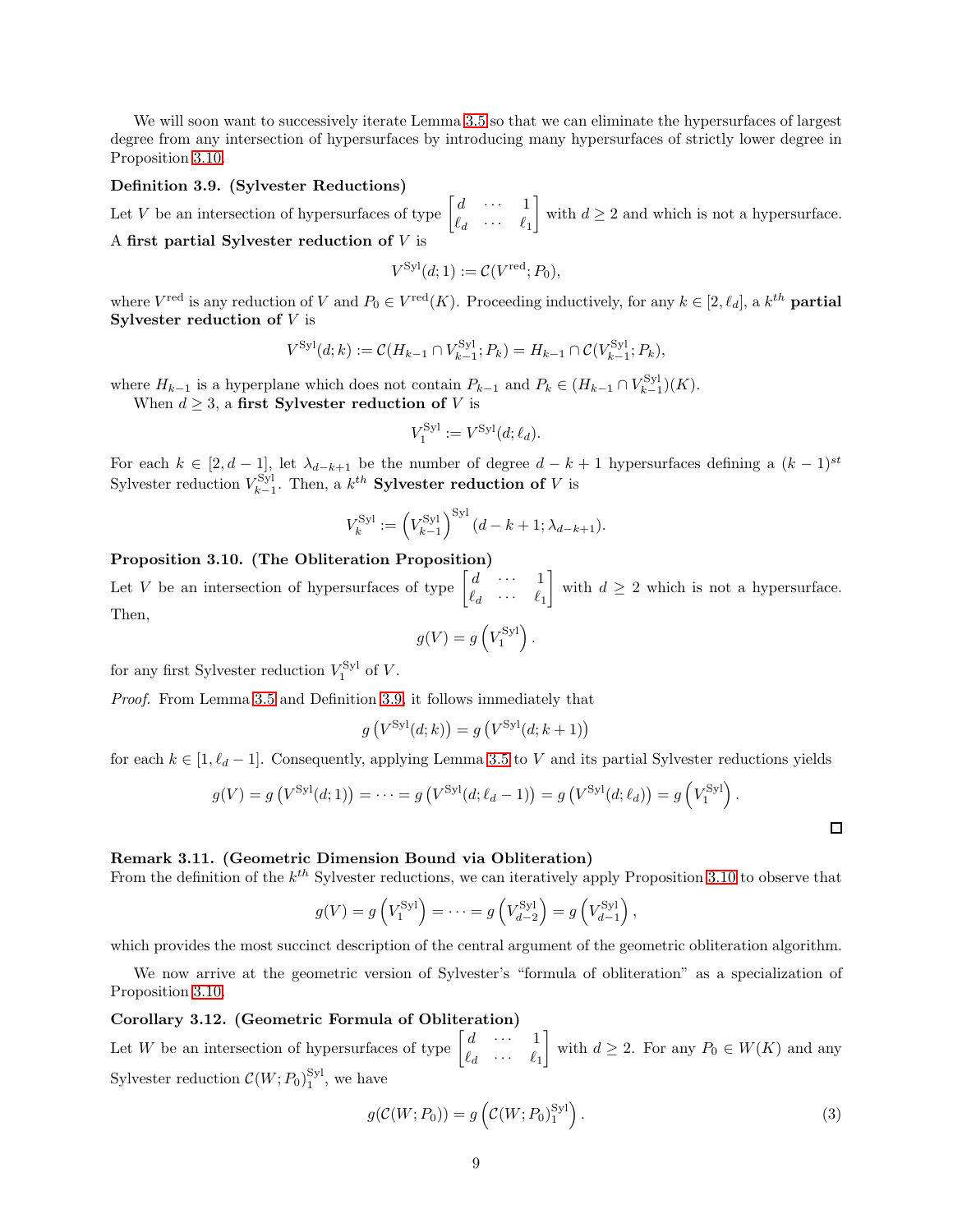We will soon want to successively iterate Lemma 3.5 so that we can eliminate the hypersurfaces of largest degree from any intersection of hypersurfaces by introducing many hypersurfaces of strictly lower degree in Proposition 3.10.

**Definition 3.9. (Sylvester Reductions)**
Let $V$ be an intersection of hypersurfaces of type $\begin{bmatrix} d & \cdots & 1 \\ \ell_d & \cdots & \ell_1 \end{bmatrix}$ with $d \geq 2$ and which is not a hypersurface. A **first partial Sylvester reduction of** $V$ is

$$V^{\mathrm{Syl}}(d;1) := \mathcal{C}(V^{\mathrm{red}}; P_0),$$

where $V^{\mathrm{red}}$ is any reduction of $V$ and $P_0 \in V^{\mathrm{red}}(K)$. Proceeding inductively, for any $k \in [2, \ell_d]$, a $k^{th}$ **partial Sylvester reduction of** $V$ is

$$V^{\mathrm{Syl}}(d;k) := \mathcal{C}(H_{k-1} \cap V^{\mathrm{Syl}}_{k-1}; P_k) = H_{k-1} \cap \mathcal{C}(V^{\mathrm{Syl}}_{k-1}; P_k),$$

where $H_{k-1}$ is a hyperplane which does not contain $P_{k-1}$ and $P_k \in (H_{k-1} \cap V^{\mathrm{Syl}}_{k-1})(K)$.

When $d \geq 3$, a **first Sylvester reduction of** $V$ is

$$V^{\mathrm{Syl}}_1 := V^{\mathrm{Syl}}(d; \ell_d).$$

For each $k \in [2, d-1]$, let $\lambda_{d-k+1}$ be the number of degree $d-k+1$ hypersurfaces defining a $(k-1)^{st}$ Sylvester reduction $V^{\mathrm{Syl}}_{k-1}$. Then, a $k^{th}$ **Sylvester reduction of** $V$ is

$$V^{\mathrm{Syl}}_k := \left(V^{\mathrm{Syl}}_{k-1}\right)^{\mathrm{Syl}}(d-k+1; \lambda_{d-k+1}).$$

**Proposition 3.10. (The Obliteration Proposition)**
Let $V$ be an intersection of hypersurfaces of type $\begin{bmatrix} d & \cdots & 1 \\ \ell_d & \cdots & \ell_1 \end{bmatrix}$ with $d \geq 2$ which is not a hypersurface. Then,

$$g(V) = g\left(V^{\mathrm{Syl}}_1\right).$$

for any first Sylvester reduction $V^{\mathrm{Syl}}_1$ of $V$.

*Proof.* From Lemma 3.5 and Definition 3.9, it follows immediately that

$$g\left(V^{\mathrm{Syl}}(d;k)\right) = g\left(V^{\mathrm{Syl}}(d;k+1)\right)$$

for each $k \in [1, \ell_d - 1]$. Consequently, applying Lemma 3.5 to $V$ and its partial Sylvester reductions yields

$$g(V) = g\left(V^{\mathrm{Syl}}(d;1)\right) = \cdots = g\left(V^{\mathrm{Syl}}(d;\ell_d - 1)\right) = g\left(V^{\mathrm{Syl}}(d;\ell_d)\right) = g\left(V^{\mathrm{Syl}}_1\right).$$

□

**Remark 3.11. (Geometric Dimension Bound via Obliteration)**
From the definition of the $k^{th}$ Sylvester reductions, we can iteratively apply Proposition 3.10 to observe that

$$g(V) = g\left(V^{\mathrm{Syl}}_1\right) = \cdots = g\left(V^{\mathrm{Syl}}_{d-2}\right) = g\left(V^{\mathrm{Syl}}_{d-1}\right),$$

which provides the most succinct description of the central argument of the geometric obliteration algorithm.

We now arrive at the geometric version of Sylvester's "formula of obliteration" as a specialization of Proposition 3.10.

**Corollary 3.12. (Geometric Formula of Obliteration)**
Let $W$ be an intersection of hypersurfaces of type $\begin{bmatrix} d & \cdots & 1 \\ \ell_d & \cdots & \ell_1 \end{bmatrix}$ with $d \geq 2$. For any $P_0 \in W(K)$ and any Sylvester reduction $\mathcal{C}(W;P_0)^{\mathrm{Syl}}_1$, we have

$$g(\mathcal{C}(W;P_0)) = g\left(\mathcal{C}(W;P_0)^{\mathrm{Syl}}_1\right). \tag{3}$$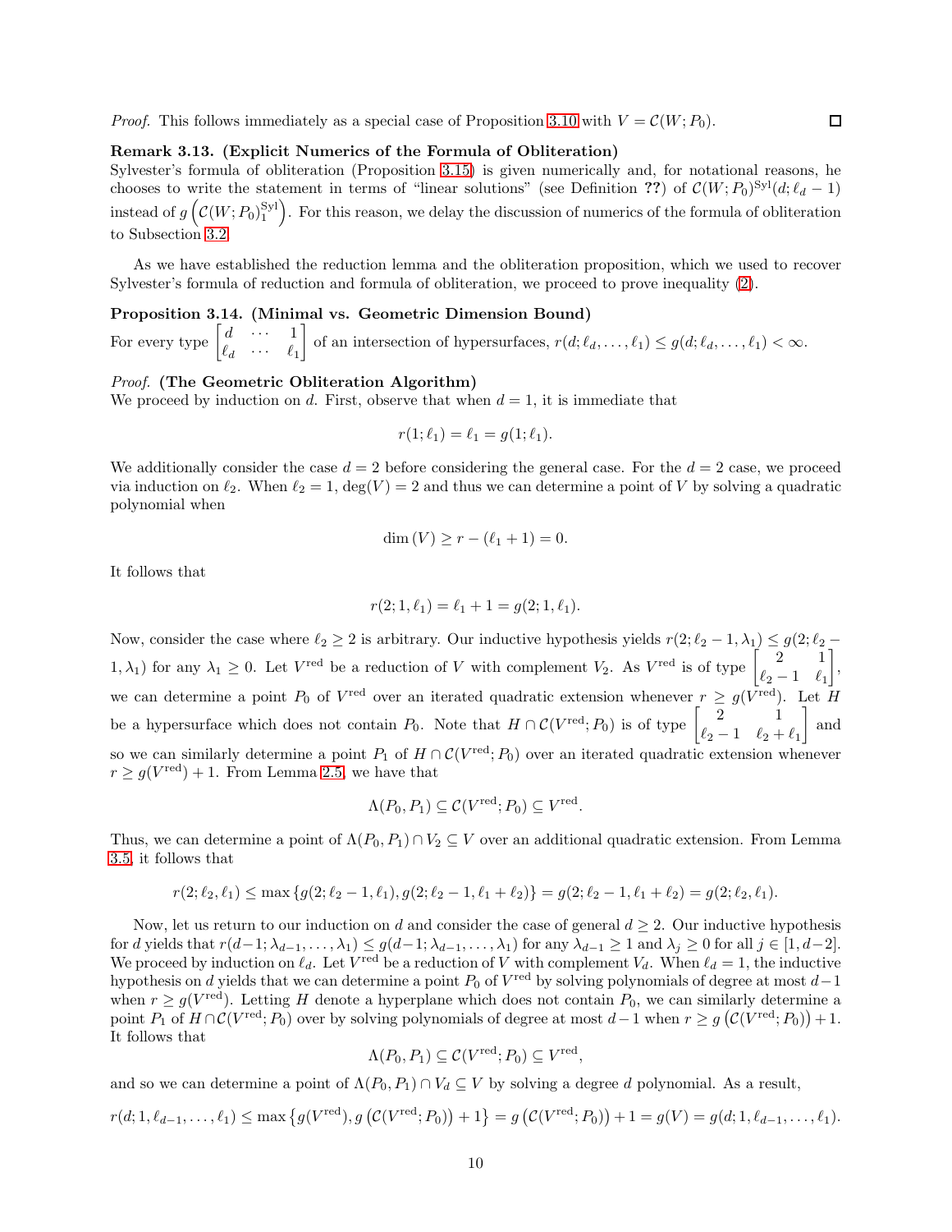*Proof.* This follows immediately as a special case of Proposition 3.10 with $V = \mathcal{C}(W; P_0)$. ☐

**Remark 3.13. (Explicit Numerics of the Formula of Obliteration)**
Sylvester's formula of obliteration (Proposition 3.15) is given numerically and, for notational reasons, he chooses to write the statement in terms of "linear solutions" (see Definition **??**) of $\mathcal{C}(W; P_0)^{\text{Syl}}(d; \ell_d - 1)$ instead of $g\left(\mathcal{C}(W; P_0)_1^{\text{Syl}}\right)$. For this reason, we delay the discussion of numerics of the formula of obliteration to Subsection 3.2.

As we have established the reduction lemma and the obliteration proposition, which we used to recover Sylvester's formula of reduction and formula of obliteration, we proceed to prove inequality (2).

**Proposition 3.14. (Minimal vs. Geometric Dimension Bound)**
For every type $\begin{bmatrix} d & \cdots & 1 \\ \ell_d & \cdots & \ell_1 \end{bmatrix}$ of an intersection of hypersurfaces, $r(d; \ell_d, \ldots, \ell_1) \leq g(d; \ell_d, \ldots, \ell_1) < \infty$.

*Proof.* **(The Geometric Obliteration Algorithm)**
We proceed by induction on $d$. First, observe that when $d = 1$, it is immediate that

$$r(1; \ell_1) = \ell_1 = g(1; \ell_1).$$

We additionally consider the case $d = 2$ before considering the general case. For the $d = 2$ case, we proceed via induction on $\ell_2$. When $\ell_2 = 1$, $\deg(V) = 2$ and thus we can determine a point of $V$ by solving a quadratic polynomial when

$$\dim(V) \geq r - (\ell_1 + 1) = 0.$$

It follows that

$$r(2; 1, \ell_1) = \ell_1 + 1 = g(2; 1, \ell_1).$$

Now, consider the case where $\ell_2 \geq 2$ is arbitrary. Our inductive hypothesis yields $r(2; \ell_2 - 1, \lambda_1) \leq g(2; \ell_2 - 1, \lambda_1)$ for any $\lambda_1 \geq 0$. Let $V^{\text{red}}$ be a reduction of $V$ with complement $V_2$. As $V^{\text{red}}$ is of type $\begin{bmatrix} 2 & 1 \\ \ell_2 - 1 & \ell_1 \end{bmatrix}$, we can determine a point $P_0$ of $V^{\text{red}}$ over an iterated quadratic extension whenever $r \geq g(V^{\text{red}})$. Let $H$ be a hypersurface which does not contain $P_0$. Note that $H \cap \mathcal{C}(V^{\text{red}}; P_0)$ is of type $\begin{bmatrix} 2 & 1 \\ \ell_2 - 1 & \ell_2 + \ell_1 \end{bmatrix}$ and so we can similarly determine a point $P_1$ of $H \cap \mathcal{C}(V^{\text{red}}; P_0)$ over an iterated quadratic extension whenever $r \geq g(V^{\text{red}}) + 1$. From Lemma 2.5, we have that

$$\Lambda(P_0, P_1) \subseteq \mathcal{C}(V^{\text{red}}; P_0) \subseteq V^{\text{red}}.$$

Thus, we can determine a point of $\Lambda(P_0, P_1) \cap V_2 \subseteq V$ over an additional quadratic extension. From Lemma 3.5, it follows that

$$r(2; \ell_2, \ell_1) \leq \max\{g(2; \ell_2 - 1, \ell_1), g(2; \ell_2 - 1, \ell_1 + \ell_2)\} = g(2; \ell_2 - 1, \ell_1 + \ell_2) = g(2; \ell_2, \ell_1).$$

Now, let us return to our induction on $d$ and consider the case of general $d \geq 2$. Our inductive hypothesis for $d$ yields that $r(d-1; \lambda_{d-1}, \ldots, \lambda_1) \leq g(d-1; \lambda_{d-1}, \ldots, \lambda_1)$ for any $\lambda_{d-1} \geq 1$ and $\lambda_j \geq 0$ for all $j \in [1, d-2]$. We proceed by induction on $\ell_d$. Let $V^{\text{red}}$ be a reduction of $V$ with complement $V_d$. When $\ell_d = 1$, the inductive hypothesis on $d$ yields that we can determine a point $P_0$ of $V^{\text{red}}$ by solving polynomials of degree at most $d-1$ when $r \geq g(V^{\text{red}})$. Letting $H$ denote a hyperplane which does not contain $P_0$, we can similarly determine a point $P_1$ of $H \cap \mathcal{C}(V^{\text{red}}; P_0)$ over by solving polynomials of degree at most $d-1$ when $r \geq g\left(\mathcal{C}(V^{\text{red}}; P_0)\right) + 1$. It follows that

$$\Lambda(P_0, P_1) \subseteq \mathcal{C}(V^{\text{red}}; P_0) \subseteq V^{\text{red}},$$

and so we can determine a point of $\Lambda(P_0, P_1) \cap V_d \subseteq V$ by solving a degree $d$ polynomial. As a result,

$$r(d; 1, \ell_{d-1}, \ldots, \ell_1) \leq \max\left\{g(V^{\text{red}}), g\left(\mathcal{C}(V^{\text{red}}; P_0)\right) + 1\right\} = g\left(\mathcal{C}(V^{\text{red}}; P_0)\right) + 1 = g(V) = g(d; 1, \ell_{d-1}, \ldots, \ell_1).$$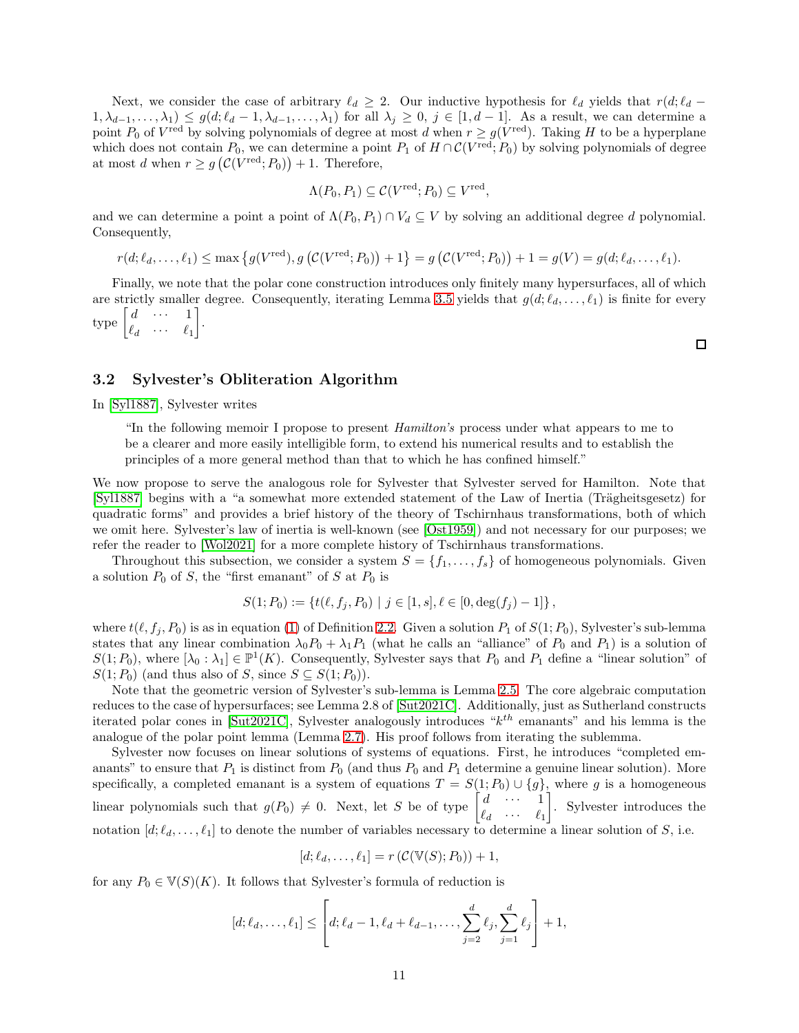Next, we consider the case of arbitrary $\ell_d \geq 2$. Our inductive hypothesis for $\ell_d$ yields that $r(d; \ell_d - 1, \lambda_{d-1}, \ldots, \lambda_1) \leq g(d; \ell_d - 1, \lambda_{d-1}, \ldots, \lambda_1)$ for all $\lambda_j \geq 0$, $j \in [1, d-1]$. As a result, we can determine a point $P_0$ of $V^{\text{red}}$ by solving polynomials of degree at most $d$ when $r \geq g(V^{\text{red}})$. Taking $H$ to be a hyperplane which does not contain $P_0$, we can determine a point $P_1$ of $H \cap \mathcal{C}(V^{\text{red}}; P_0)$ by solving polynomials of degree at most $d$ when $r \geq g\left(\mathcal{C}(V^{\text{red}}; P_0)\right) + 1$. Therefore,

$$\Lambda(P_0, P_1) \subseteq \mathcal{C}(V^{\text{red}}; P_0) \subseteq V^{\text{red}},$$

and we can determine a point a point of $\Lambda(P_0, P_1) \cap V_d \subseteq V$ by solving an additional degree $d$ polynomial. Consequently,

$$r(d; \ell_d, \ldots, \ell_1) \leq \max\left\{g(V^{\text{red}}), g\left(\mathcal{C}(V^{\text{red}}; P_0)\right) + 1\right\} = g\left(\mathcal{C}(V^{\text{red}}; P_0)\right) + 1 = g(V) = g(d; \ell_d, \ldots, \ell_1).$$

Finally, we note that the polar cone construction introduces only finitely many hypersurfaces, all of which are strictly smaller degree. Consequently, iterating Lemma 3.5 yields that $g(d; \ell_d, \ldots, \ell_1)$ is finite for every type $\begin{bmatrix} d & \cdots & 1 \\ \ell_d & \cdots & \ell_1 \end{bmatrix}$.

□

### 3.2 Sylvester's Obliteration Algorithm

In [Syl1887], Sylvester writes

> "In the following memoir I propose to present *Hamilton's* process under what appears to me to be a clearer and more easily intelligible form, to extend his numerical results and to establish the principles of a more general method than that to which he has confined himself."

We now propose to serve the analogous role for Sylvester that Sylvester served for Hamilton. Note that [Syl1887] begins with a "a somewhat more extended statement of the Law of Inertia (Trägheitsgesetz) for quadratic forms" and provides a brief history of the theory of Tschirnhaus transformations, both of which we omit here. Sylvester's law of inertia is well-known (see [Ost1959]) and not necessary for our purposes; we refer the reader to [Wol2021] for a more complete history of Tschirnhaus transformations.

Throughout this subsection, we consider a system $S = \{f_1, \ldots, f_s\}$ of homogeneous polynomials. Given a solution $P_0$ of $S$, the "first emanant" of $S$ at $P_0$ is

$$S(1; P_0) := \{t(\ell, f_j, P_0) \mid j \in [1, s], \ell \in [0, \deg(f_j) - 1]\},$$

where $t(\ell, f_j, P_0)$ is as in equation (1) of Definition 2.2. Given a solution $P_1$ of $S(1; P_0)$, Sylvester's sub-lemma states that any linear combination $\lambda_0 P_0 + \lambda_1 P_1$ (what he calls an "alliance" of $P_0$ and $P_1$) is a solution of $S(1; P_0)$, where $[\lambda_0 : \lambda_1] \in \mathbb{P}^1(K)$. Consequently, Sylvester says that $P_0$ and $P_1$ define a "linear solution" of $S(1; P_0)$ (and thus also of $S$, since $S \subseteq S(1; P_0)$).

Note that the geometric version of Sylvester's sub-lemma is Lemma 2.5. The core algebraic computation reduces to the case of hypersurfaces; see Lemma 2.8 of [Sut2021C]. Additionally, just as Sutherland constructs iterated polar cones in [Sut2021C], Sylvester analogously introduces "$k^{th}$ emanants" and his lemma is the analogue of the polar point lemma (Lemma 2.7). His proof follows from iterating the sublemma.

Sylvester now focuses on linear solutions of systems of equations. First, he introduces "completed emanants" to ensure that $P_1$ is distinct from $P_0$ (and thus $P_0$ and $P_1$ determine a genuine linear solution). More specifically, a completed emanant is a system of equations $T = S(1; P_0) \cup \{g\}$, where $g$ is a homogeneous linear polynomials such that $g(P_0) \neq 0$. Next, let $S$ be of type $\begin{bmatrix} d & \cdots & 1 \\ \ell_d & \cdots & \ell_1 \end{bmatrix}$. Sylvester introduces the notation $[d; \ell_d, \ldots, \ell_1]$ to denote the number of variables necessary to determine a linear solution of $S$, i.e.

$$[d; \ell_d, \ldots, \ell_1] = r\left(\mathcal{C}(\mathbb{V}(S); P_0)\right) + 1,$$

for any $P_0 \in \mathbb{V}(S)(K)$. It follows that Sylvester's formula of reduction is

$$[d; \ell_d, \ldots, \ell_1] \leq \left[d; \ell_d - 1, \ell_d + \ell_{d-1}, \ldots, \sum_{j=2}^{d} \ell_j, \sum_{j=1}^{d} \ell_j\right] + 1,$$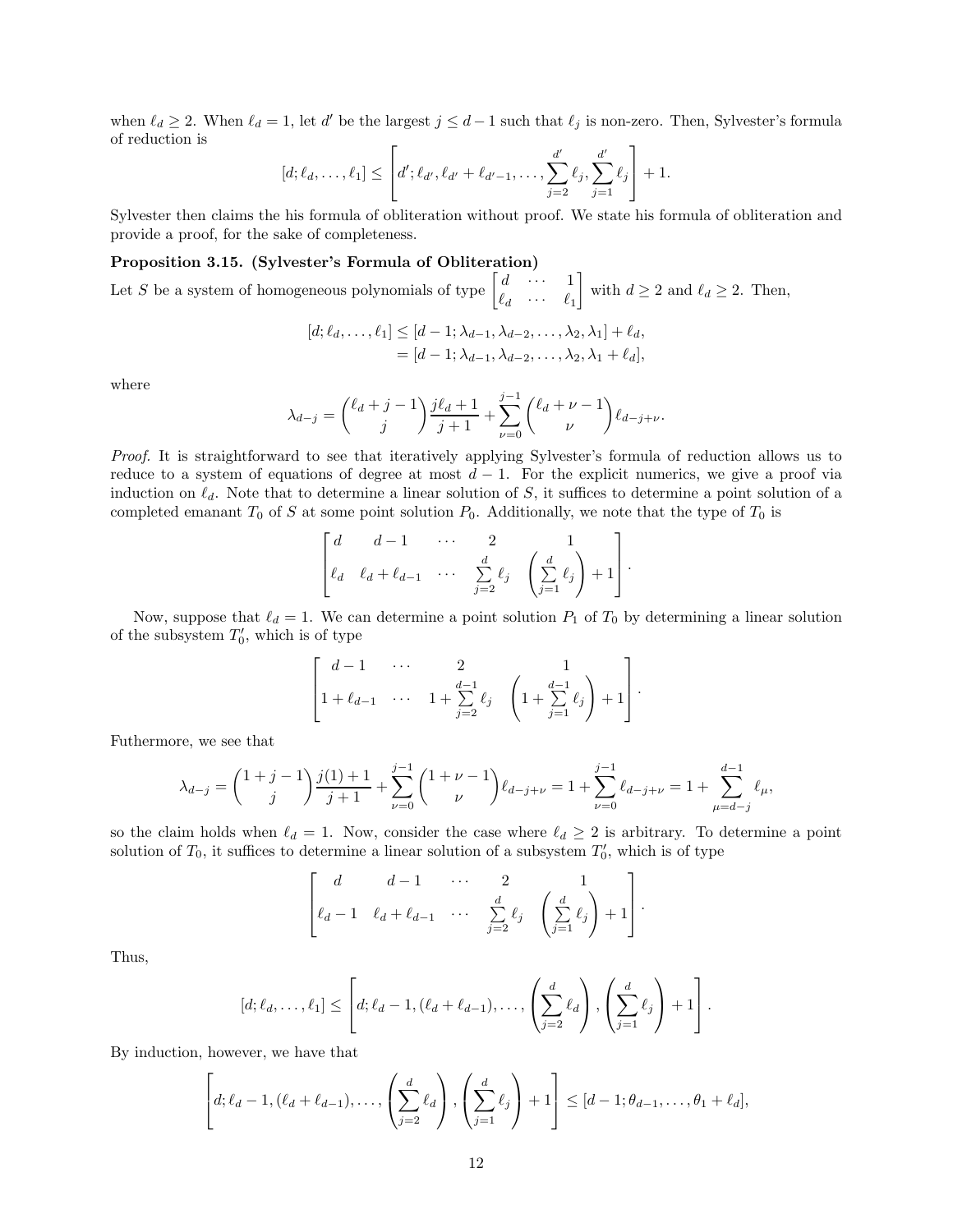when $\ell_d \geq 2$. When $\ell_d = 1$, let $d'$ be the largest $j \leq d-1$ such that $\ell_j$ is non-zero. Then, Sylvester's formula of reduction is

$$[d; \ell_d, \ldots, \ell_1] \leq \left[d'; \ell_{d'}, \ell_{d'} + \ell_{d'-1}, \ldots, \sum_{j=2}^{d'} \ell_j, \sum_{j=1}^{d'} \ell_j\right] + 1.$$

Sylvester then claims the his formula of obliteration without proof. We state his formula of obliteration and provide a proof, for the sake of completeness.

**Proposition 3.15. (Sylvester's Formula of Obliteration)**
Let $S$ be a system of homogeneous polynomials of type $\begin{bmatrix} d & \cdots & 1 \\ \ell_d & \cdots & \ell_1 \end{bmatrix}$ with $d \geq 2$ and $\ell_d \geq 2$. Then,

$$\begin{aligned}
[d; \ell_d, \ldots, \ell_1] &\leq [d-1; \lambda_{d-1}, \lambda_{d-2}, \ldots, \lambda_2, \lambda_1] + \ell_d, \\
&= [d-1; \lambda_{d-1}, \lambda_{d-2}, \ldots, \lambda_2, \lambda_1 + \ell_d],
\end{aligned}$$

where

$$\lambda_{d-j} = \binom{\ell_d + j - 1}{j} \frac{j\ell_d + 1}{j+1} + \sum_{\nu=0}^{j-1} \binom{\ell_d + \nu - 1}{\nu} \ell_{d-j+\nu}.$$

*Proof.* It is straightforward to see that iteratively applying Sylvester's formula of reduction allows us to reduce to a system of equations of degree at most $d-1$. For the explicit numerics, we give a proof via induction on $\ell_d$. Note that to determine a linear solution of $S$, it suffices to determine a point solution of a completed emanant $T_0$ of $S$ at some point solution $P_0$. Additionally, we note that the type of $T_0$ is

$$\begin{bmatrix} d & d-1 & \cdots & 2 & 1 \\ \ell_d & \ell_d + \ell_{d-1} & \cdots & \sum\limits_{j=2}^{d} \ell_j & \left(\sum\limits_{j=1}^{d} \ell_j\right) + 1 \end{bmatrix}.$$

Now, suppose that $\ell_d = 1$. We can determine a point solution $P_1$ of $T_0$ by determining a linear solution of the subsystem $T_0'$, which is of type

$$\begin{bmatrix} d-1 & \cdots & 2 & 1 \\ 1 + \ell_{d-1} & \cdots & 1 + \sum\limits_{j=2}^{d-1} \ell_j & \left(1 + \sum\limits_{j=1}^{d-1} \ell_j\right) + 1 \end{bmatrix}.$$

Futhermore, we see that

$$\lambda_{d-j} = \binom{1 + j - 1}{j} \frac{j(1) + 1}{j+1} + \sum_{\nu=0}^{j-1} \binom{1 + \nu - 1}{\nu} \ell_{d-j+\nu} = 1 + \sum_{\nu=0}^{j-1} \ell_{d-j+\nu} = 1 + \sum_{\mu=d-j}^{d-1} \ell_\mu,$$

so the claim holds when $\ell_d = 1$. Now, consider the case where $\ell_d \geq 2$ is arbitrary. To determine a point solution of $T_0$, it suffices to determine a linear solution of a subsystem $T_0'$, which is of type

$$\begin{bmatrix} d & d-1 & \cdots & 2 & 1 \\ \ell_d - 1 & \ell_d + \ell_{d-1} & \cdots & \sum\limits_{j=2}^{d} \ell_j & \left(\sum\limits_{j=1}^{d} \ell_j\right) + 1 \end{bmatrix}.$$

Thus,

$$[d; \ell_d, \ldots, \ell_1] \leq \left[d; \ell_d - 1, (\ell_d + \ell_{d-1}), \ldots, \left(\sum_{j=2}^{d} \ell_d\right), \left(\sum_{j=1}^{d} \ell_j\right) + 1\right].$$

By induction, however, we have that

$$\left[d; \ell_d - 1, (\ell_d + \ell_{d-1}), \ldots, \left(\sum_{j=2}^{d} \ell_d\right), \left(\sum_{j=1}^{d} \ell_j\right) + 1\right] \leq [d-1; \theta_{d-1}, \ldots, \theta_1 + \ell_d],$$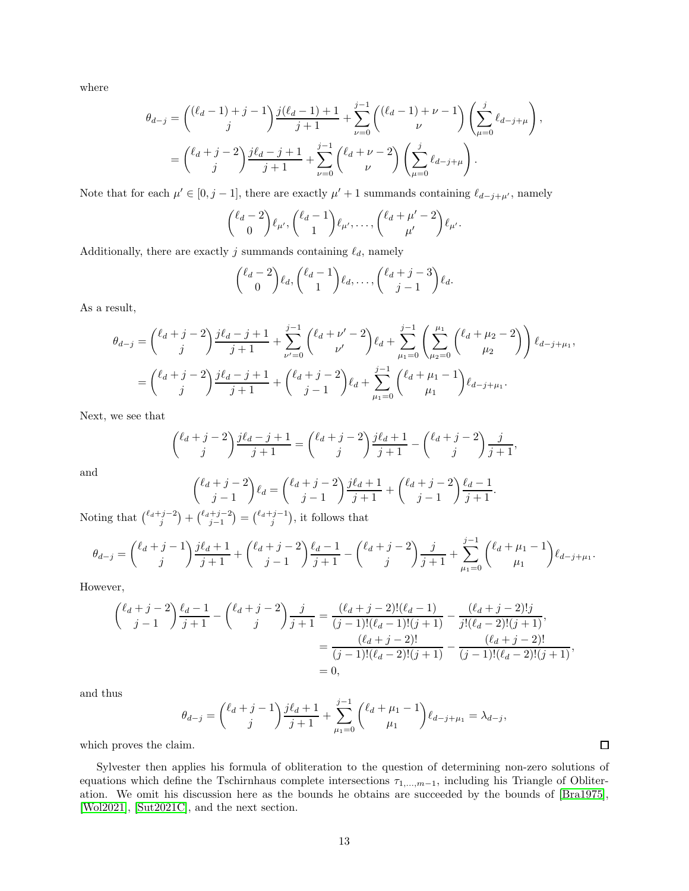where

$$\theta_{d-j} = \binom{(\ell_d - 1) + j - 1}{j} \frac{j(\ell_d - 1) + 1}{j+1} + \sum_{\nu=0}^{j-1} \binom{(\ell_d - 1) + \nu - 1}{\nu} \left( \sum_{\mu=0}^{j} \ell_{d-j+\mu} \right),$$
$$= \binom{\ell_d + j - 2}{j} \frac{j\ell_d - j + 1}{j+1} + \sum_{\nu=0}^{j-1} \binom{\ell_d + \nu - 2}{\nu} \left( \sum_{\mu=0}^{j} \ell_{d-j+\mu} \right).$$

Note that for each $\mu' \in [0, j-1]$, there are exactly $\mu' + 1$ summands containing $\ell_{d-j+\mu'}$, namely

$$\binom{\ell_d - 2}{0} \ell_{\mu'}, \binom{\ell_d - 1}{1} \ell_{\mu'}, \ldots, \binom{\ell_d + \mu' - 2}{\mu'} \ell_{\mu'}.$$

Additionally, there are exactly $j$ summands containing $\ell_d$, namely

$$\binom{\ell_d - 2}{0} \ell_d, \binom{\ell_d - 1}{1} \ell_d, \ldots, \binom{\ell_d + j - 3}{j-1} \ell_d.$$

As a result,

$$\theta_{d-j} = \binom{\ell_d + j - 2}{j} \frac{j\ell_d - j + 1}{j+1} + \sum_{\nu'=0}^{j-1} \binom{\ell_d + \nu' - 2}{\nu'} \ell_d + \sum_{\mu_1=0}^{j-1} \left( \sum_{\mu_2=0}^{\mu_1} \binom{\ell_d + \mu_2 - 2}{\mu_2} \right) \ell_{d-j+\mu_1},$$
$$= \binom{\ell_d + j - 2}{j} \frac{j\ell_d - j + 1}{j+1} + \binom{\ell_d + j - 2}{j-1} \ell_d + \sum_{\mu_1=0}^{j-1} \binom{\ell_d + \mu_1 - 1}{\mu_1} \ell_{d-j+\mu_1}.$$

Next, we see that

$$\binom{\ell_d + j - 2}{j} \frac{j\ell_d - j + 1}{j+1} = \binom{\ell_d + j - 2}{j} \frac{j\ell_d + 1}{j+1} - \binom{\ell_d + j - 2}{j} \frac{j}{j+1},$$

and

$$\binom{\ell_d + j - 2}{j-1} \ell_d = \binom{\ell_d + j - 2}{j-1} \frac{j\ell_d + 1}{j+1} + \binom{\ell_d + j - 2}{j-1} \frac{\ell_d - 1}{j+1}.$$

Noting that $\binom{\ell_d+j-2}{j} + \binom{\ell_d+j-2}{j-1} = \binom{\ell_d+j-1}{j}$, it follows that

$$\theta_{d-j} = \binom{\ell_d + j - 1}{j} \frac{j\ell_d + 1}{j+1} + \binom{\ell_d + j - 2}{j-1} \frac{\ell_d - 1}{j+1} - \binom{\ell_d + j - 2}{j} \frac{j}{j+1} + \sum_{\mu_1=0}^{j-1} \binom{\ell_d + \mu_1 - 1}{\mu_1} \ell_{d-j+\mu_1}.$$

However,

$$\binom{\ell_d + j - 2}{j-1} \frac{\ell_d - 1}{j+1} - \binom{\ell_d + j - 2}{j} \frac{j}{j+1} = \frac{(\ell_d + j - 2)!(\ell_d - 1)}{(j-1)!(\ell_d - 1)!(j+1)} - \frac{(\ell_d + j - 2)! j}{j!(\ell_d - 2)!(j+1)},$$
$$= \frac{(\ell_d + j - 2)!}{(j-1)!(\ell_d - 2)!(j+1)} - \frac{(\ell_d + j - 2)!}{(j-1)!(\ell_d - 2)!(j+1)},$$
$$= 0,$$

and thus

$$\theta_{d-j} = \binom{\ell_d + j - 1}{j} \frac{j\ell_d + 1}{j+1} + \sum_{\mu_1=0}^{j-1} \binom{\ell_d + \mu_1 - 1}{\mu_1} \ell_{d-j+\mu_1} = \lambda_{d-j},$$

which proves the claim. ◻

Sylvester then applies his formula of obliteration to the question of determining non-zero solutions of equations which define the Tschirnhaus complete intersections $\tau_{1,\ldots,m-1}$, including his Triangle of Obliteration. We omit his discussion here as the bounds he obtains are succeeded by the bounds of [Bra1975], [Wol2021], [Sut2021C], and the next section.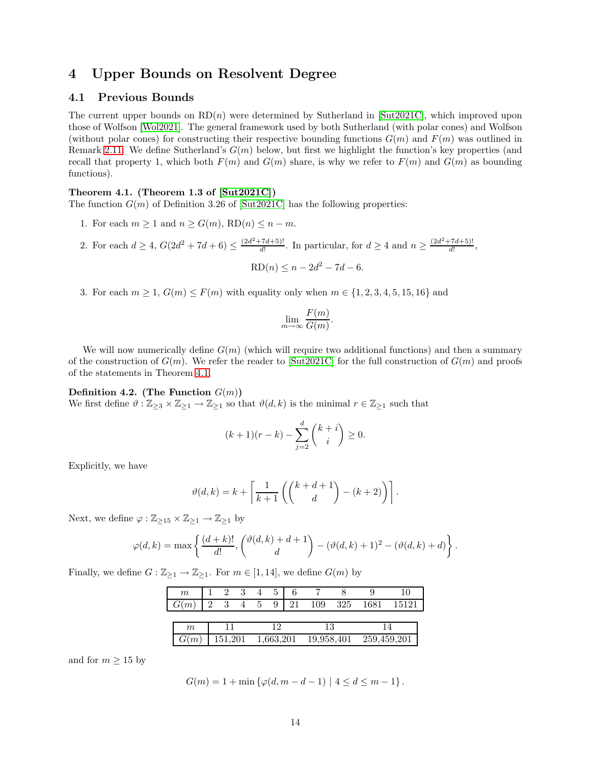# 4 Upper Bounds on Resolvent Degree

## 4.1 Previous Bounds

The current upper bounds on $\mathrm{RD}(n)$ were determined by Sutherland in [Sut2021C], which improved upon those of Wolfson [Wol2021]. The general framework used by both Sutherland (with polar cones) and Wolfson (without polar cones) for constructing their respective bounding functions $G(m)$ and $F(m)$ was outlined in Remark 2.11. We define Sutherland's $G(m)$ below, but first we highlight the function's key properties (and recall that property 1, which both $F(m)$ and $G(m)$ share, is why we refer to $F(m)$ and $G(m)$ as bounding functions).

**Theorem 4.1. (Theorem 1.3 of [Sut2021C])**
The function $G(m)$ of Definition 3.26 of [Sut2021C] has the following properties:

1. For each $m \geq 1$ and $n \geq G(m)$, $\mathrm{RD}(n) \leq n - m$.
2. For each $d \geq 4$, $G(2d^2 + 7d + 6) \leq \frac{(2d^2+7d+5)!}{d!}$. In particular, for $d \geq 4$ and $n \geq \frac{(2d^2+7d+5)!}{d!}$,
$$\mathrm{RD}(n) \leq n - 2d^2 - 7d - 6.$$
3. For each $m \geq 1$, $G(m) \leq F(m)$ with equality only when $m \in \{1, 2, 3, 4, 5, 15, 16\}$ and
$$\lim_{m \to \infty} \frac{F(m)}{G(m)}.$$

We will now numerically define $G(m)$ (which will require two additional functions) and then a summary of the construction of $G(m)$. We refer the reader to [Sut2021C] for the full construction of $G(m)$ and proofs of the statements in Theorem 4.1.

**Definition 4.2. (The Function $G(m)$)**
We first define $\vartheta : \mathbb{Z}_{\geq 3} \times \mathbb{Z}_{\geq 1} \to \mathbb{Z}_{\geq 1}$ so that $\vartheta(d, k)$ is the minimal $r \in \mathbb{Z}_{\geq 1}$ such that

$$(k+1)(r-k) - \sum_{j=2}^{d} \binom{k+i}{i} \geq 0.$$

Explicitly, we have

$$\vartheta(d,k) = k + \left\lceil \frac{1}{k+1} \left( \binom{k+d+1}{d} - (k+2) \right) \right\rceil.$$

Next, we define $\varphi : \mathbb{Z}_{\geq 15} \times \mathbb{Z}_{\geq 1} \to \mathbb{Z}_{\geq 1}$ by

$$\varphi(d,k) = \max \left\{ \frac{(d+k)!}{d!}, \binom{\vartheta(d,k) + d + 1}{d} - (\vartheta(d,k)+1)^2 - (\vartheta(d,k) + d) \right\}.$$

Finally, we define $G : \mathbb{Z}_{\geq 1} \to \mathbb{Z}_{\geq 1}$. For $m \in [1, 14]$, we define $G(m)$ by

| $m$ | 1 | 2 | 3 | 4 | 5 | 6 | 7 | 8 | 9 | 10 |
|---|---|---|---|---|---|---|---|---|---|---|
| $G(m)$ | 2 | 3 | 4 | 5 | 9 | 21 | 109 | 325 | 1681 | 15121 |

| $m$ | 11 | 12 | 13 | 14 |
|---|---|---|---|---|
| $G(m)$ | 151,201 | 1,663,201 | 19,958,401 | 259,459,201 |

and for $m \geq 15$ by

$$G(m) = 1 + \min \{ \varphi(d, m-d-1) \mid 4 \leq d \leq m-1 \}.$$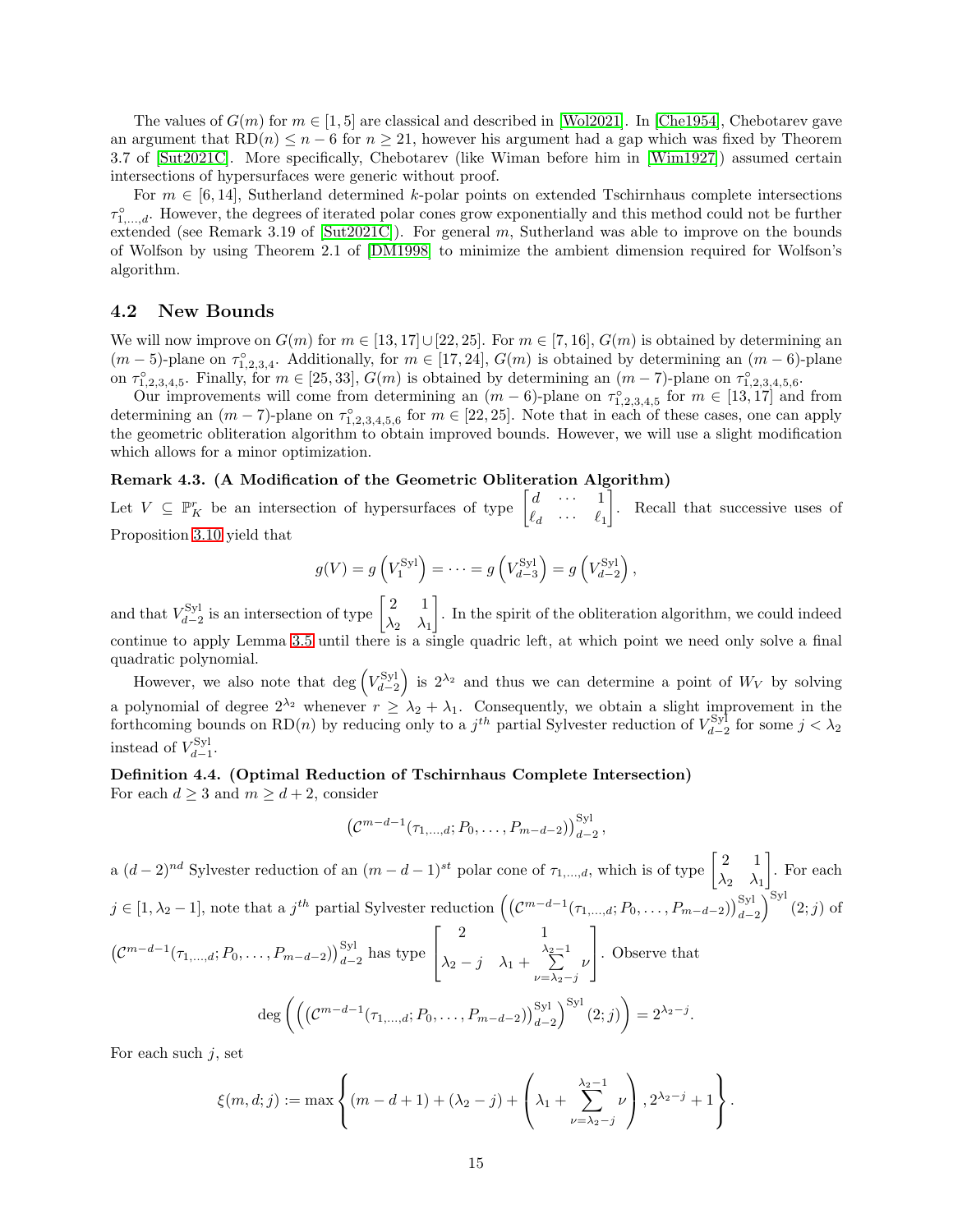The values of $G(m)$ for $m \in [1,5]$ are classical and described in [Wol2021]. In [Che1954], Chebotarev gave an argument that $\mathrm{RD}(n) \le n-6$ for $n \ge 21$, however his argument had a gap which was fixed by Theorem 3.7 of [Sut2021C]. More specifically, Chebotarev (like Wiman before him in [Wim1927]) assumed certain intersections of hypersurfaces were generic without proof.

For $m \in [6,14]$, Sutherland determined $k$-polar points on extended Tschirnhaus complete intersections $\tau^{\circ}_{1,\dots,d}$. However, the degrees of iterated polar cones grow exponentially and this method could not be further extended (see Remark 3.19 of [Sut2021C]). For general $m$, Sutherland was able to improve on the bounds of Wolfson by using Theorem 2.1 of [DM1998] to minimize the ambient dimension required for Wolfson's algorithm.

## 4.2 New Bounds

We will now improve on $G(m)$ for $m \in [13,17] \cup [22,25]$. For $m \in [7,16]$, $G(m)$ is obtained by determining an $(m-5)$-plane on $\tau^{\circ}_{1,2,3,4}$. Additionally, for $m \in [17,24]$, $G(m)$ is obtained by determining an $(m-6)$-plane on $\tau^{\circ}_{1,2,3,4,5}$. Finally, for $m \in [25,33]$, $G(m)$ is obtained by determining an $(m-7)$-plane on $\tau^{\circ}_{1,2,3,4,5,6}$.

Our improvements will come from determining an $(m-6)$-plane on $\tau^{\circ}_{1,2,3,4,5}$ for $m \in [13,17]$ and from determining an $(m-7)$-plane on $\tau^{\circ}_{1,2,3,4,5,6}$ for $m \in [22,25]$. Note that in each of these cases, one can apply the geometric obliteration algorithm to obtain improved bounds. However, we will use a slight modification which allows for a minor optimization.

**Remark 4.3. (A Modification of the Geometric Obliteration Algorithm)**
Let $V \subseteq \mathbb{P}^r_K$ be an intersection of hypersurfaces of type $\begin{bmatrix} d & \cdots & 1 \\ \ell_d & \cdots & \ell_1 \end{bmatrix}$. Recall that successive uses of Proposition 3.10 yield that

$$g(V) = g\left(V_1^{\mathrm{Syl}}\right) = \cdots = g\left(V_{d-3}^{\mathrm{Syl}}\right) = g\left(V_{d-2}^{\mathrm{Syl}}\right),$$

and that $V_{d-2}^{\mathrm{Syl}}$ is an intersection of type $\begin{bmatrix} 2 & 1 \\ \lambda_2 & \lambda_1 \end{bmatrix}$. In the spirit of the obliteration algorithm, we could indeed continue to apply Lemma 3.5 until there is a single quadric left, at which point we need only solve a final quadratic polynomial.

However, we also note that $\deg\left(V_{d-2}^{\mathrm{Syl}}\right)$ is $2^{\lambda_2}$ and thus we can determine a point of $W_V$ by solving a polynomial of degree $2^{\lambda_2}$ whenever $r \ge \lambda_2 + \lambda_1$. Consequently, we obtain a slight improvement in the forthcoming bounds on $\mathrm{RD}(n)$ by reducing only to a $j^{th}$ partial Sylvester reduction of $V_{d-2}^{\mathrm{Syl}}$ for some $j < \lambda_2$ instead of $V_{d-1}^{\mathrm{Syl}}$.

**Definition 4.4. (Optimal Reduction of Tschirnhaus Complete Intersection)**
For each $d \ge 3$ and $m \ge d+2$, consider

$$\left(\mathcal{C}^{m-d-1}(\tau_{1,\dots,d}; P_0, \dots, P_{m-d-2})\right)^{\mathrm{Syl}}_{d-2},$$

a $(d-2)^{nd}$ Sylvester reduction of an $(m-d-1)^{st}$ polar cone of $\tau_{1,\dots,d}$, which is of type $\begin{bmatrix} 2 & 1 \\ \lambda_2 & \lambda_1 \end{bmatrix}$. For each $j \in [1, \lambda_2 - 1]$, note that a $j^{th}$ partial Sylvester reduction $\left(\left(\mathcal{C}^{m-d-1}(\tau_{1,\dots,d}; P_0, \dots, P_{m-d-2})\right)^{\mathrm{Syl}}_{d-2}\right)^{\mathrm{Syl}}(2;j)$ of $\left(\mathcal{C}^{m-d-1}(\tau_{1,\dots,d}; P_0, \dots, P_{m-d-2})\right)^{\mathrm{Syl}}_{d-2}$ has type $\begin{bmatrix} 2 & 1 \\ \lambda_2 - j & \lambda_1 + \sum\limits_{\nu=\lambda_2-j}^{\lambda_2-1} \nu \end{bmatrix}$. Observe that

$$\deg\left(\left(\left(\mathcal{C}^{m-d-1}(\tau_{1,\dots,d}; P_0, \dots, P_{m-d-2})\right)^{\mathrm{Syl}}_{d-2}\right)^{\mathrm{Syl}}(2;j)\right) = 2^{\lambda_2 - j}.$$

For each such $j$, set

$$\xi(m,d;j) := \max\left\{(m-d+1) + (\lambda_2 - j) + \left(\lambda_1 + \sum_{\nu=\lambda_2-j}^{\lambda_2-1} \nu\right), 2^{\lambda_2-j}+1\right\}.$$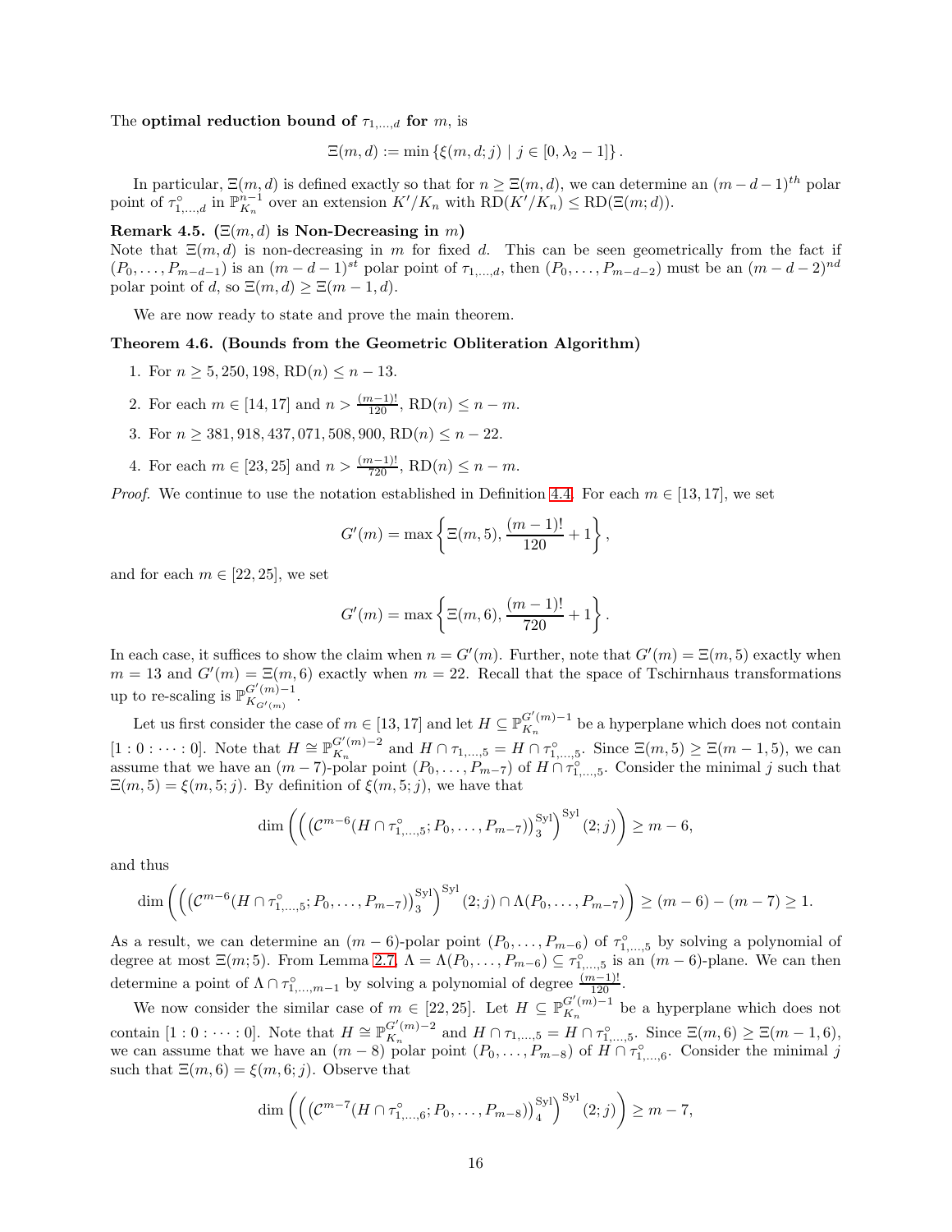The **optimal reduction bound of** $\tau_{1,\dots,d}$ **for** $m$, is

$$\Xi(m,d) := \min\left\{\xi(m,d;j) \mid j \in [0, \lambda_2 - 1]\right\}.$$

In particular, $\Xi(m,d)$ is defined exactly so that for $n \geq \Xi(m,d)$, we can determine an $(m-d-1)^{th}$ polar point of $\tau^\circ_{1,\dots,d}$ in $\mathbb{P}^{n-1}_{K_n}$ over an extension $K'/K_n$ with $\mathrm{RD}(K'/K_n) \leq \mathrm{RD}(\Xi(m;d))$.

**Remark 4.5. ($\Xi(m,d)$ is Non-Decreasing in $m$)**
Note that $\Xi(m,d)$ is non-decreasing in $m$ for fixed $d$. This can be seen geometrically from the fact if $(P_0,\dots,P_{m-d-1})$ is an $(m-d-1)^{st}$ polar point of $\tau_{1,\dots,d}$, then $(P_0,\dots,P_{m-d-2})$ must be an $(m-d-2)^{nd}$ polar point of $d$, so $\Xi(m,d) \geq \Xi(m-1,d)$.

We are now ready to state and prove the main theorem.

**Theorem 4.6. (Bounds from the Geometric Obliteration Algorithm)**

1. For $n \geq 5,250,198$, $\mathrm{RD}(n) \leq n - 13$.
2. For each $m \in [14,17]$ and $n > \frac{(m-1)!}{120}$, $\mathrm{RD}(n) \leq n - m$.
3. For $n \geq 381,918,437,071,508,900$, $\mathrm{RD}(n) \leq n - 22$.
4. For each $m \in [23,25]$ and $n > \frac{(m-1)!}{720}$, $\mathrm{RD}(n) \leq n - m$.

*Proof.* We continue to use the notation established in Definition 4.4. For each $m \in [13,17]$, we set

$$G'(m) = \max\left\{\Xi(m,5), \frac{(m-1)!}{120} + 1\right\},$$

and for each $m \in [22,25]$, we set

$$G'(m) = \max\left\{\Xi(m,6), \frac{(m-1)!}{720} + 1\right\}.$$

In each case, it suffices to show the claim when $n = G'(m)$. Further, note that $G'(m) = \Xi(m,5)$ exactly when $m = 13$ and $G'(m) = \Xi(m,6)$ exactly when $m = 22$. Recall that the space of Tschirnhaus transformations up to re-scaling is $\mathbb{P}^{G'(m)-1}_{K_{G'(m)}}$.

Let us first consider the case of $m \in [13,17]$ and let $H \subseteq \mathbb{P}^{G'(m)-1}_{K_n}$ be a hyperplane which does not contain $[1:0:\cdots:0]$. Note that $H \cong \mathbb{P}^{G'(m)-2}_{K_n}$ and $H \cap \tau_{1,\dots,5} = H \cap \tau^\circ_{1,\dots,5}$. Since $\Xi(m,5) \geq \Xi(m-1,5)$, we can assume that we have an $(m-7)$-polar point $(P_0,\dots,P_{m-7})$ of $H \cap \tau^\circ_{1,\dots,5}$. Consider the minimal $j$ such that $\Xi(m,5) = \xi(m,5;j)$. By definition of $\xi(m,5;j)$, we have that

$$\dim\left(\left(\left(\mathcal{C}^{m-6}(H \cap \tau^\circ_{1,\dots,5}; P_0,\dots,P_{m-7})\right)^{\mathrm{Syl}}_3\right)^{\mathrm{Syl}}(2;j)\right) \geq m-6,$$

and thus

$$\dim\left(\left(\left(\mathcal{C}^{m-6}(H \cap \tau^\circ_{1,\dots,5}; P_0,\dots,P_{m-7})\right)^{\mathrm{Syl}}_3\right)^{\mathrm{Syl}}(2;j) \cap \Lambda(P_0,\dots,P_{m-7})\right) \geq (m-6)-(m-7) \geq 1.$$

As a result, we can determine an $(m-6)$-polar point $(P_0,\dots,P_{m-6})$ of $\tau^\circ_{1,\dots,5}$ by solving a polynomial of degree at most $\Xi(m;5)$. From Lemma 2.7, $\Lambda = \Lambda(P_0,\dots,P_{m-6}) \subseteq \tau^\circ_{1,\dots,5}$ is an $(m-6)$-plane. We can then determine a point of $\Lambda \cap \tau^\circ_{1,\dots,m-1}$ by solving a polynomial of degree $\frac{(m-1)!}{120}$.

We now consider the similar case of $m \in [22,25]$. Let $H \subseteq \mathbb{P}^{G'(m)-1}_{K_n}$ be a hyperplane which does not contain $[1:0:\cdots:0]$. Note that $H \cong \mathbb{P}^{G'(m)-2}_{K_n}$ and $H \cap \tau_{1,\dots,5} = H \cap \tau^\circ_{1,\dots,5}$. Since $\Xi(m,6) \geq \Xi(m-1,6)$, we can assume that we have an $(m-8)$ polar point $(P_0,\dots,P_{m-8})$ of $H \cap \tau^\circ_{1,\dots,6}$. Consider the minimal $j$ such that $\Xi(m,6) = \xi(m,6;j)$. Observe that

$$\dim\left(\left(\left(\mathcal{C}^{m-7}(H \cap \tau^\circ_{1,\dots,6}; P_0,\dots,P_{m-8})\right)^{\mathrm{Syl}}_4\right)^{\mathrm{Syl}}(2;j)\right) \geq m-7,$$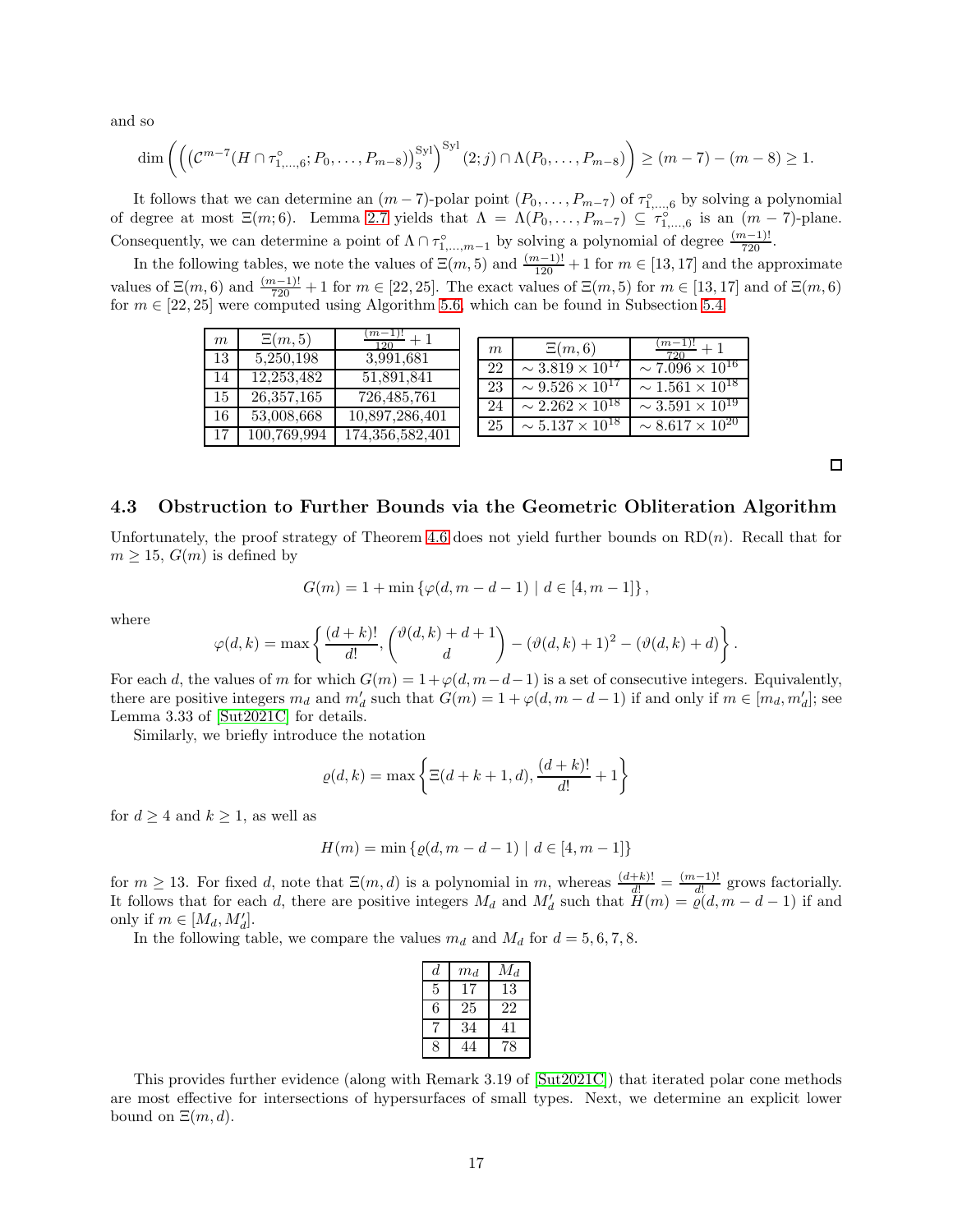and so

$$\dim\left(\left(\left(\mathcal{C}^{m-7}(H\cap\tau^{\circ}_{1,\dots,6};P_0,\dots,P_{m-8})\right)_3^{\mathrm{Syl}}\right)^{\mathrm{Syl}}(2;j)\cap\Lambda(P_0,\dots,P_{m-8})\right)\geq(m-7)-(m-8)\geq 1.$$

It follows that we can determine an $(m-7)$-polar point $(P_0,\dots,P_{m-7})$ of $\tau^{\circ}_{1,\dots,6}$ by solving a polynomial of degree at most $\Xi(m;6)$. Lemma 2.7 yields that $\Lambda=\Lambda(P_0,\dots,P_{m-7})\subseteq\tau^{\circ}_{1,\dots,6}$ is an $(m-7)$-plane. Consequently, we can determine a point of $\Lambda\cap\tau^{\circ}_{1,\dots,m-1}$ by solving a polynomial of degree $\frac{(m-1)!}{720}$.

In the following tables, we note the values of $\Xi(m,5)$ and $\frac{(m-1)!}{120}+1$ for $m\in[13,17]$ and the approximate values of $\Xi(m,6)$ and $\frac{(m-1)!}{720}+1$ for $m\in[22,25]$. The exact values of $\Xi(m,5)$ for $m\in[13,17]$ and of $\Xi(m,6)$ for $m\in[22,25]$ were computed using Algorithm 5.6, which can be found in Subsection 5.4.

| $m$ | $\Xi(m,5)$ | $\frac{(m-1)!}{120}+1$ |
|---|---|---|
| 13 | 5,250,198 | 3,991,681 |
| 14 | 12,253,482 | 51,891,841 |
| 15 | 26,357,165 | 726,485,761 |
| 16 | 53,008,668 | 10,897,286,401 |
| 17 | 100,769,994 | 174,356,582,401 |

| $m$ | $\Xi(m,6)$ | $\frac{(m-1)!}{720}+1$ |
|---|---|---|
| 22 | $\sim 3.819\times 10^{17}$ | $\sim 7.096\times 10^{16}$ |
| 23 | $\sim 9.526\times 10^{17}$ | $\sim 1.561\times 10^{18}$ |
| 24 | $\sim 2.262\times 10^{18}$ | $\sim 3.591\times 10^{19}$ |
| 25 | $\sim 5.137\times 10^{18}$ | $\sim 8.617\times 10^{20}$ |

□

## 4.3 Obstruction to Further Bounds via the Geometric Obliteration Algorithm

Unfortunately, the proof strategy of Theorem 4.6 does not yield further bounds on $\mathrm{RD}(n)$. Recall that for $m\geq 15$, $G(m)$ is defined by

$$G(m)=1+\min\{\varphi(d,m-d-1)\mid d\in[4,m-1]\},$$

where

$$\varphi(d,k)=\max\left\{\frac{(d+k)!}{d!},\binom{\vartheta(d,k)+d+1}{d}-(\vartheta(d,k)+1)^2-(\vartheta(d,k)+d)\right\}.$$

For each $d$, the values of $m$ for which $G(m)=1+\varphi(d,m-d-1)$ is a set of consecutive integers. Equivalently, there are positive integers $m_d$ and $m_d'$ such that $G(m)=1+\varphi(d,m-d-1)$ if and only if $m\in[m_d,m_d']$; see Lemma 3.33 of [Sut2021C] for details.

Similarly, we briefly introduce the notation

$$\varrho(d,k)=\max\left\{\Xi(d+k+1,d),\frac{(d+k)!}{d!}+1\right\}$$

for $d\geq 4$ and $k\geq 1$, as well as

$$H(m)=\min\{\varrho(d,m-d-1)\mid d\in[4,m-1]\}$$

for $m\geq 13$. For fixed $d$, note that $\Xi(m,d)$ is a polynomial in $m$, whereas $\frac{(d+k)!}{d!}=\frac{(m-1)!}{d!}$ grows factorially. It follows that for each $d$, there are positive integers $M_d$ and $M_d'$ such that $H(m)=\varrho(d,m-d-1)$ if and only if $m\in[M_d,M_d']$.

In the following table, we compare the values $m_d$ and $M_d$ for $d=5,6,7,8$.

| $d$ | $m_d$ | $M_d$ |
|---|---|---|
| 5 | 17 | 13 |
| 6 | 25 | 22 |
| 7 | 34 | 41 |
| 8 | 44 | 78 |

This provides further evidence (along with Remark 3.19 of [Sut2021C]) that iterated polar cone methods are most effective for intersections of hypersurfaces of small types. Next, we determine an explicit lower bound on $\Xi(m,d)$.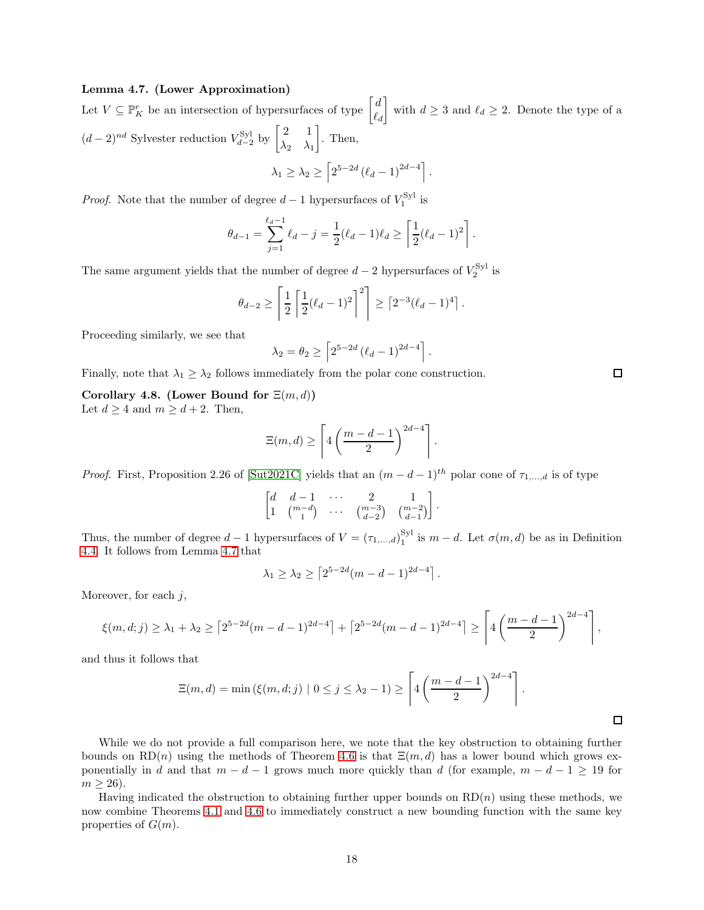**Lemma 4.7. (Lower Approximation)**
Let $V \subseteq \mathbb{P}^r_K$ be an intersection of hypersurfaces of type $\begin{bmatrix} d \\ \ell_d \end{bmatrix}$ with $d \geq 3$ and $\ell_d \geq 2$. Denote the type of a $(d-2)^{nd}$ Sylvester reduction $V^{\text{Syl}}_{d-2}$ by $\begin{bmatrix} 2 & 1 \\ \lambda_2 & \lambda_1 \end{bmatrix}$. Then,

$$\lambda_1 \geq \lambda_2 \geq \left\lceil 2^{5-2d} \left(\ell_d - 1\right)^{2d-4} \right\rceil.$$

*Proof.* Note that the number of degree $d-1$ hypersurfaces of $V^{\text{Syl}}_1$ is

$$\theta_{d-1} = \sum_{j=1}^{\ell_d - 1} \ell_d - j = \frac{1}{2}(\ell_d - 1)\ell_d \geq \left\lceil \frac{1}{2}(\ell_d - 1)^2 \right\rceil.$$

The same argument yields that the number of degree $d-2$ hypersurfaces of $V^{\text{Syl}}_2$ is

$$\theta_{d-2} \geq \left\lceil \frac{1}{2} \left\lceil \frac{1}{2}(\ell_d - 1)^2 \right\rceil^2 \right\rceil \geq \left\lceil 2^{-3}(\ell_d - 1)^4 \right\rceil.$$

Proceeding similarly, we see that

$$\lambda_2 = \theta_2 \geq \left\lceil 2^{5-2d} \left(\ell_d - 1\right)^{2d-4} \right\rceil.$$

Finally, note that $\lambda_1 \geq \lambda_2$ follows immediately from the polar cone construction. $\square$

**Corollary 4.8. (Lower Bound for $\Xi(m,d)$)**
Let $d \geq 4$ and $m \geq d+2$. Then,

$$\Xi(m,d) \geq \left\lceil 4 \left( \frac{m-d-1}{2} \right)^{2d-4} \right\rceil.$$

*Proof.* First, Proposition 2.26 of [Sut2021C] yields that an $(m-d-1)^{th}$ polar cone of $\tau_{1,\ldots,d}$ is of type

$$\begin{bmatrix} d & d-1 & \cdots & 2 & 1 \\ 1 & \binom{m-d}{1} & \cdots & \binom{m-3}{d-2} & \binom{m-2}{d-1} \end{bmatrix}.$$

Thus, the number of degree $d-1$ hypersurfaces of $V = (\tau_{1,\ldots,d})^{\text{Syl}}_1$ is $m-d$. Let $\sigma(m,d)$ be as in Definition 4.4. It follows from Lemma 4.7 that

$$\lambda_1 \geq \lambda_2 \geq \left\lceil 2^{5-2d}(m-d-1)^{2d-4} \right\rceil.$$

Moreover, for each $j$,

$$\xi(m,d;j) \geq \lambda_1 + \lambda_2 \geq \left\lceil 2^{5-2d}(m-d-1)^{2d-4} \right\rceil + \left\lceil 2^{5-2d}(m-d-1)^{2d-4} \right\rceil \geq \left\lceil 4 \left( \frac{m-d-1}{2} \right)^{2d-4} \right\rceil,$$

and thus it follows that

$$\Xi(m,d) = \min\left( \xi(m,d;j) \mid 0 \leq j \leq \lambda_2 - 1 \right) \geq \left\lceil 4 \left( \frac{m-d-1}{2} \right)^{2d-4} \right\rceil.$$

$\square$

While we do not provide a full comparison here, we note that the key obstruction to obtaining further bounds on $\text{RD}(n)$ using the methods of Theorem 4.6 is that $\Xi(m,d)$ has a lower bound which grows exponentially in $d$ and that $m-d-1$ grows much more quickly than $d$ (for example, $m-d-1 \geq 19$ for $m \geq 26$).

Having indicated the obstruction to obtaining further upper bounds on $\text{RD}(n)$ using these methods, we now combine Theorems 4.1 and 4.6 to immediately construct a new bounding function with the same key properties of $G(m)$.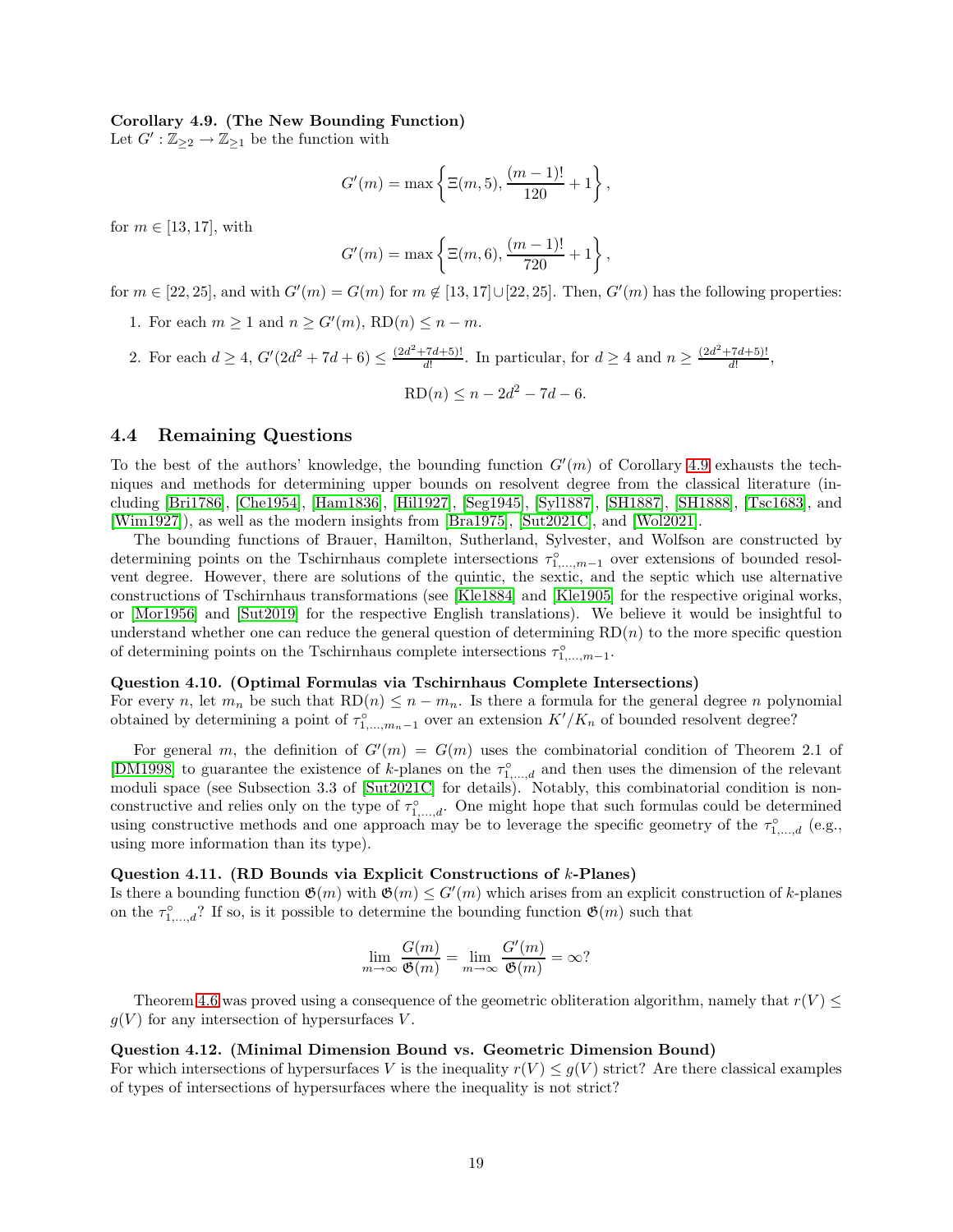**Corollary 4.9. (The New Bounding Function)**
Let $G' : \mathbb{Z}_{\geq 2} \to \mathbb{Z}_{\geq 1}$ be the function with

$$G'(m) = \max \left\{ \Xi(m,5), \frac{(m-1)!}{120} + 1 \right\},$$

for $m \in [13, 17]$, with

$$G'(m) = \max \left\{ \Xi(m,6), \frac{(m-1)!}{720} + 1 \right\},$$

for $m \in [22, 25]$, and with $G'(m) = G(m)$ for $m \notin [13,17] \cup [22,25]$. Then, $G'(m)$ has the following properties:

1. For each $m \geq 1$ and $n \geq G'(m)$, $\text{RD}(n) \leq n - m$.
2. For each $d \geq 4$, $G'(2d^2 + 7d + 6) \leq \frac{(2d^2+7d+5)!}{d!}$. In particular, for $d \geq 4$ and $n \geq \frac{(2d^2+7d+5)!}{d!}$,

$$\text{RD}(n) \leq n - 2d^2 - 7d - 6.$$

## 4.4 Remaining Questions

To the best of the authors' knowledge, the bounding function $G'(m)$ of Corollary 4.9 exhausts the techniques and methods for determining upper bounds on resolvent degree from the classical literature (including [Bri1786], [Che1954], [Ham1836], [Hil1927], [Seg1945], [Syl1887], [SH1887], [SH1888], [Tsc1683], and [Wim1927]), as well as the modern insights from [Bra1975], [Sut2021C], and [Wol2021].

The bounding functions of Brauer, Hamilton, Sutherland, Sylvester, and Wolfson are constructed by determining points on the Tschirnhaus complete intersections $\tau^{\circ}_{1,\dots,m-1}$ over extensions of bounded resolvent degree. However, there are solutions of the quintic, the sextic, and the septic which use alternative constructions of Tschirnhaus transformations (see [Kle1884] and [Kle1905] for the respective original works, or [Mor1956] and [Sut2019] for the respective English translations). We believe it would be insightful to understand whether one can reduce the general question of determining $\text{RD}(n)$ to the more specific question of determining points on the Tschirnhaus complete intersections $\tau^{\circ}_{1,\dots,m-1}$.

**Question 4.10. (Optimal Formulas via Tschirnhaus Complete Intersections)**
For every $n$, let $m_n$ be such that $\text{RD}(n) \leq n - m_n$. Is there a formula for the general degree $n$ polynomial obtained by determining a point of $\tau^{\circ}_{1,\dots,m_n-1}$ over an extension $K'/K_n$ of bounded resolvent degree?

For general $m$, the definition of $G'(m) = G(m)$ uses the combinatorial condition of Theorem 2.1 of [DM1998] to guarantee the existence of $k$-planes on the $\tau^{\circ}_{1,\dots,d}$ and then uses the dimension of the relevant moduli space (see Subsection 3.3 of [Sut2021C] for details). Notably, this combinatorial condition is non-constructive and relies only on the type of $\tau^{\circ}_{1,\dots,d}$. One might hope that such formulas could be determined using constructive methods and one approach may be to leverage the specific geometry of the $\tau^{\circ}_{1,\dots,d}$ (e.g., using more information than its type).

**Question 4.11. (RD Bounds via Explicit Constructions of $k$-Planes)**
Is there a bounding function $\mathfrak{G}(m)$ with $\mathfrak{G}(m) \leq G'(m)$ which arises from an explicit construction of $k$-planes on the $\tau^{\circ}_{1,\dots,d}$? If so, is it possible to determine the bounding function $\mathfrak{G}(m)$ such that

$$\lim_{m \to \infty} \frac{G(m)}{\mathfrak{G}(m)} = \lim_{m \to \infty} \frac{G'(m)}{\mathfrak{G}(m)} = \infty?$$

Theorem 4.6 was proved using a consequence of the geometric obliteration algorithm, namely that $r(V) \leq g(V)$ for any intersection of hypersurfaces $V$.

**Question 4.12. (Minimal Dimension Bound vs. Geometric Dimension Bound)**
For which intersections of hypersurfaces $V$ is the inequality $r(V) \leq g(V)$ strict? Are there classical examples of types of intersections of hypersurfaces where the inequality is not strict?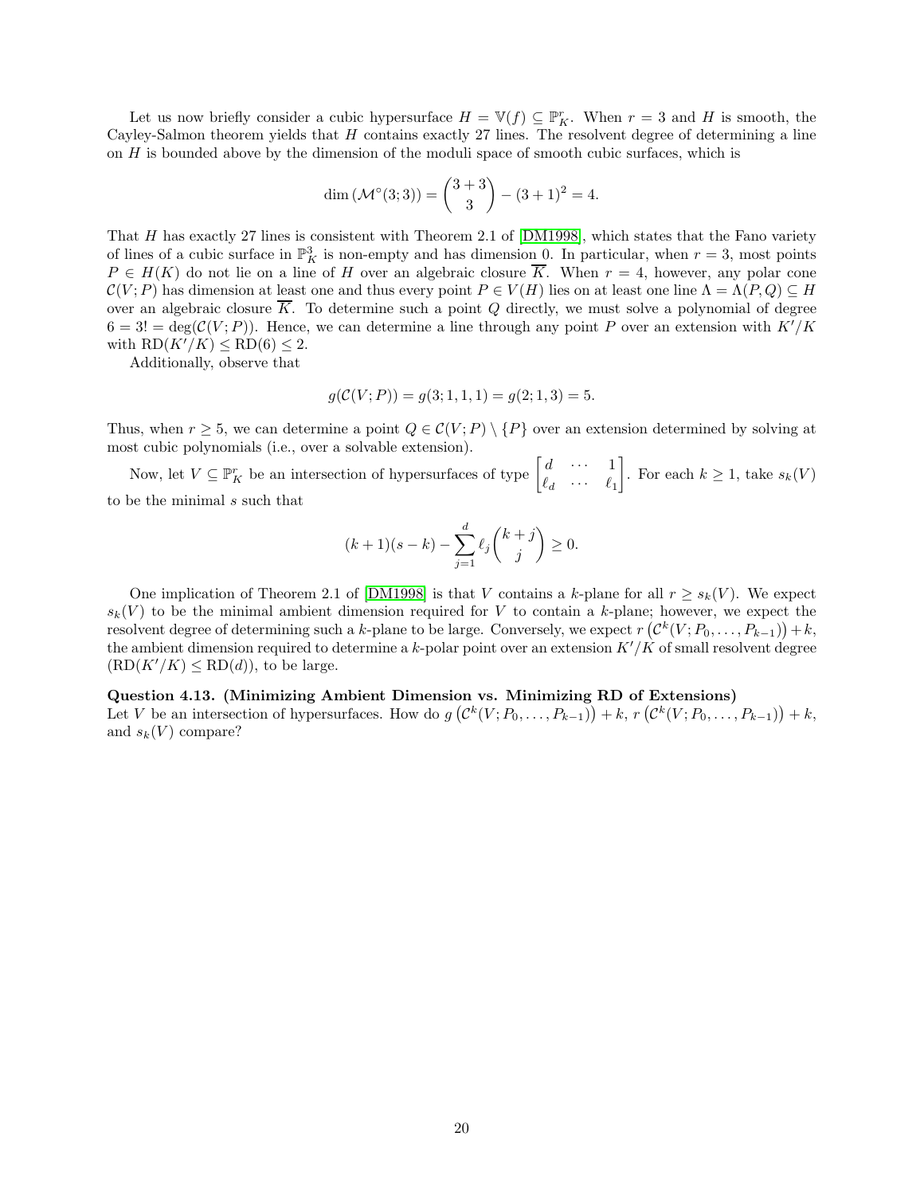Let us now briefly consider a cubic hypersurface $H = \mathbb{V}(f) \subseteq \mathbb{P}^r_K$. When $r = 3$ and $H$ is smooth, the Cayley-Salmon theorem yields that $H$ contains exactly 27 lines. The resolvent degree of determining a line on $H$ is bounded above by the dimension of the moduli space of smooth cubic surfaces, which is

$$\dim\left(\mathcal{M}^\circ(3;3)\right) = \binom{3+3}{3} - (3+1)^2 = 4.$$

That $H$ has exactly 27 lines is consistent with Theorem 2.1 of [DM1998], which states that the Fano variety of lines of a cubic surface in $\mathbb{P}^3_K$ is non-empty and has dimension 0. In particular, when $r = 3$, most points $P \in H(K)$ do not lie on a line of $H$ over an algebraic closure $\overline{K}$. When $r = 4$, however, any polar cone $\mathcal{C}(V; P)$ has dimension at least one and thus every point $P \in V(H)$ lies on at least one line $\Lambda = \Lambda(P, Q) \subseteq H$ over an algebraic closure $\overline{K}$. To determine such a point $Q$ directly, we must solve a polynomial of degree $6 = 3! = \deg(\mathcal{C}(V; P))$. Hence, we can determine a line through any point $P$ over an extension with $K'/K$ with $\mathrm{RD}(K'/K) \leq \mathrm{RD}(6) \leq 2$.

Additionally, observe that

$$g(\mathcal{C}(V; P)) = g(3; 1, 1, 1) = g(2; 1, 3) = 5.$$

Thus, when $r \geq 5$, we can determine a point $Q \in \mathcal{C}(V; P) \setminus \{P\}$ over an extension determined by solving at most cubic polynomials (i.e., over a solvable extension).

Now, let $V \subseteq \mathbb{P}^r_K$ be an intersection of hypersurfaces of type $\begin{bmatrix} d & \cdots & 1 \\ \ell_d & \cdots & \ell_1 \end{bmatrix}$. For each $k \geq 1$, take $s_k(V)$ to be the minimal $s$ such that

$$(k+1)(s-k) - \sum_{j=1}^{d} \ell_j \binom{k+j}{j} \geq 0.$$

One implication of Theorem 2.1 of [DM1998] is that $V$ contains a $k$-plane for all $r \geq s_k(V)$. We expect $s_k(V)$ to be the minimal ambient dimension required for $V$ to contain a $k$-plane; however, we expect the resolvent degree of determining such a $k$-plane to be large. Conversely, we expect $r\left(\mathcal{C}^k(V; P_0, \ldots, P_{k-1})\right) + k$, the ambient dimension required to determine a $k$-polar point over an extension $K'/K$ of small resolvent degree ($\mathrm{RD}(K'/K) \leq \mathrm{RD}(d)$), to be large.

**Question 4.13. (Minimizing Ambient Dimension vs. Minimizing RD of Extensions)**
Let $V$ be an intersection of hypersurfaces. How do $g\left(\mathcal{C}^k(V; P_0, \ldots, P_{k-1})\right) + k$, $r\left(\mathcal{C}^k(V; P_0, \ldots, P_{k-1})\right) + k$, and $s_k(V)$ compare?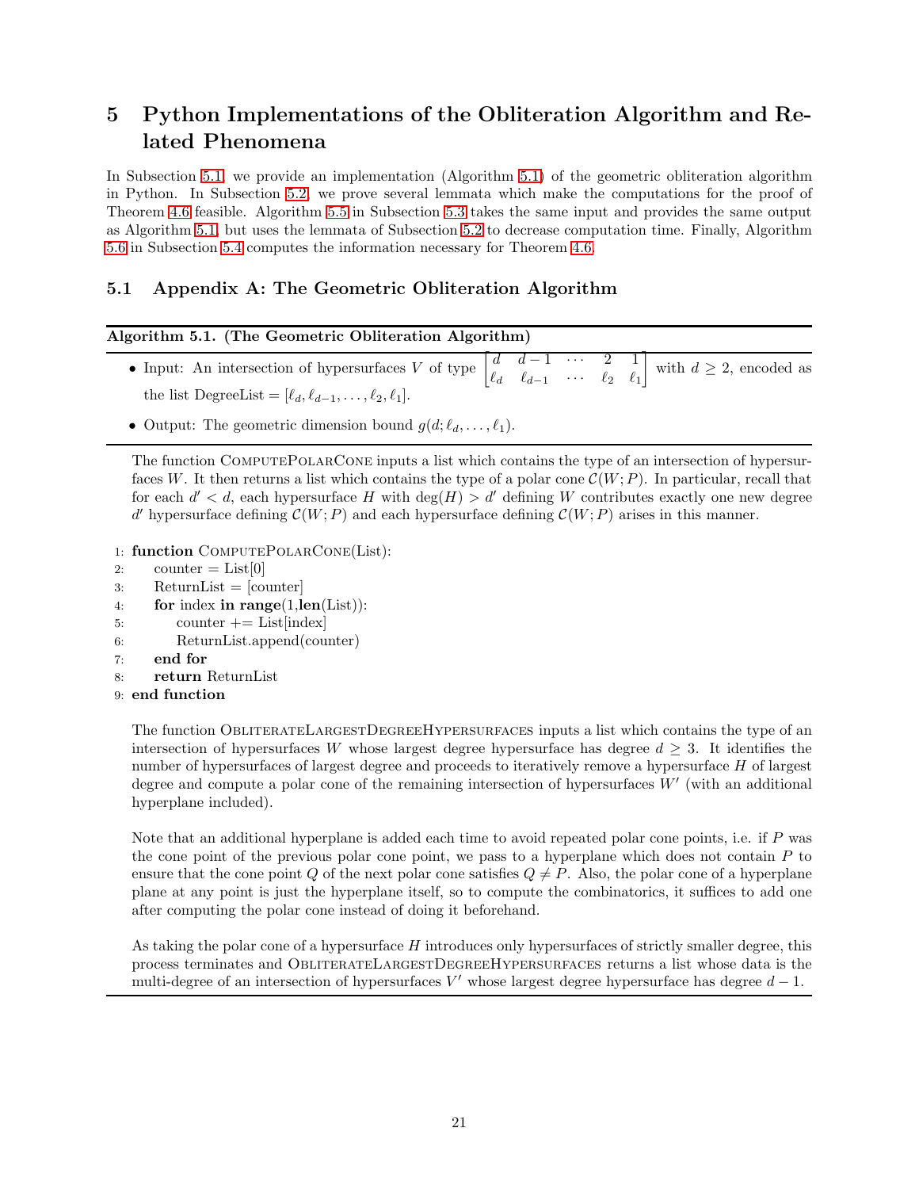# 5 Python Implementations of the Obliteration Algorithm and Related Phenomena

In Subsection 5.1, we provide an implementation (Algorithm 5.1) of the geometric obliteration algorithm in Python. In Subsection 5.2, we prove several lemmata which make the computations for the proof of Theorem 4.6 feasible. Algorithm 5.5 in Subsection 5.3 takes the same input and provides the same output as Algorithm 5.1, but uses the lemmata of Subsection 5.2 to decrease computation time. Finally, Algorithm 5.6 in Subsection 5.4 computes the information necessary for Theorem 4.6.

## 5.1 Appendix A: The Geometric Obliteration Algorithm

**Algorithm 5.1. (The Geometric Obliteration Algorithm)**

- Input: An intersection of hypersurfaces $V$ of type $\begin{bmatrix} d & d-1 & \cdots & 2 & 1 \\ \ell_d & \ell_{d-1} & \cdots & \ell_2 & \ell_1 \end{bmatrix}$ with $d \geq 2$, encoded as the list DegreeList $= [\ell_d, \ell_{d-1}, \ldots, \ell_2, \ell_1]$.
- Output: The geometric dimension bound $g(d; \ell_d, \ldots, \ell_1)$.

The function ComputePolarCone inputs a list which contains the type of an intersection of hypersurfaces $W$. It then returns a list which contains the type of a polar cone $\mathcal{C}(W; P)$. In particular, recall that for each $d' < d$, each hypersurface $H$ with $\deg(H) > d'$ defining $W$ contributes exactly one new degree $d'$ hypersurface defining $\mathcal{C}(W; P)$ and each hypersurface defining $\mathcal{C}(W; P)$ arises in this manner.

```
1: function ComputePolarCone(List):
2:     counter = List[0]
3:     ReturnList = [counter]
4:     for index in range(1,len(List)):
5:         counter += List[index]
6:         ReturnList.append(counter)
7:     end for
8:     return ReturnList
9: end function
```

The function ObliterateLargestDegreeHypersurfaces inputs a list which contains the type of an intersection of hypersurfaces $W$ whose largest degree hypersurface has degree $d \geq 3$. It identifies the number of hypersurfaces of largest degree and proceeds to iteratively remove a hypersurface $H$ of largest degree and compute a polar cone of the remaining intersection of hypersurfaces $W'$ (with an additional hyperplane included).

Note that an additional hyperplane is added each time to avoid repeated polar cone points, i.e. if $P$ was the cone point of the previous polar cone point, we pass to a hyperplane which does not contain $P$ to ensure that the cone point $Q$ of the next polar cone satisfies $Q \neq P$. Also, the polar cone of a hyperplane plane at any point is just the hyperplane itself, so to compute the combinatorics, it suffices to add one after computing the polar cone instead of doing it beforehand.

As taking the polar cone of a hypersurface $H$ introduces only hypersurfaces of strictly smaller degree, this process terminates and ObliterateLargestDegreeHypersurfaces returns a list whose data is the multi-degree of an intersection of hypersurfaces $V'$ whose largest degree hypersurface has degree $d - 1$.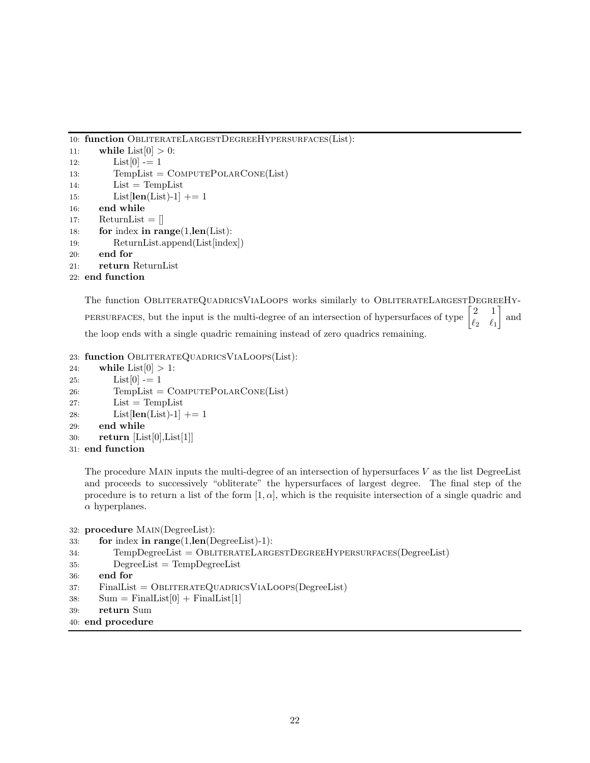```
10: function ObliterateLargestDegreeHypersurfaces(List):
11:     while List[0] > 0:
12:         List[0] -= 1
13:         TempList = ComputePolarCone(List)
14:         List = TempList
15:         List[len(List)-1] += 1
16:     end while
17:     ReturnList = []
18:     for index in range(1,len(List):
19:         ReturnList.append(List[index])
20:     end for
21:     return ReturnList
22: end function
```

The function ObliterateQuadricsViaLoops works similarly to ObliterateLargestDegreeHypersurfaces, but the input is the multi-degree of an intersection of hypersurfaces of type $\begin{bmatrix} 2 & 1 \\ \ell_2 & \ell_1 \end{bmatrix}$ and the loop ends with a single quadric remaining instead of zero quadrics remaining.

```
23: function ObliterateQuadricsViaLoops(List):
24:     while List[0] > 1:
25:         List[0] -= 1
26:         TempList = ComputePolarCone(List)
27:         List = TempList
28:         List[len(List)-1] += 1
29:     end while
30:     return [List[0],List[1]]
31: end function
```

The procedure Main inputs the multi-degree of an intersection of hypersurfaces $V$ as the list DegreeList and proceeds to successively "obliterate" the hypersurfaces of largest degree. The final step of the procedure is to return a list of the form $[1, \alpha]$, which is the requisite intersection of a single quadric and $\alpha$ hyperplanes.

```
32: procedure Main(DegreeList):
33:     for index in range(1,len(DegreeList)-1):
34:         TempDegreeList = ObliterateLargestDegreeHypersurfaces(DegreeList)
35:         DegreeList = TempDegreeList
36:     end for
37:     FinalList = ObliterateQuadricsViaLoops(DegreeList)
38:     Sum = FinalList[0] + FinalList[1]
39:     return Sum
40: end procedure
```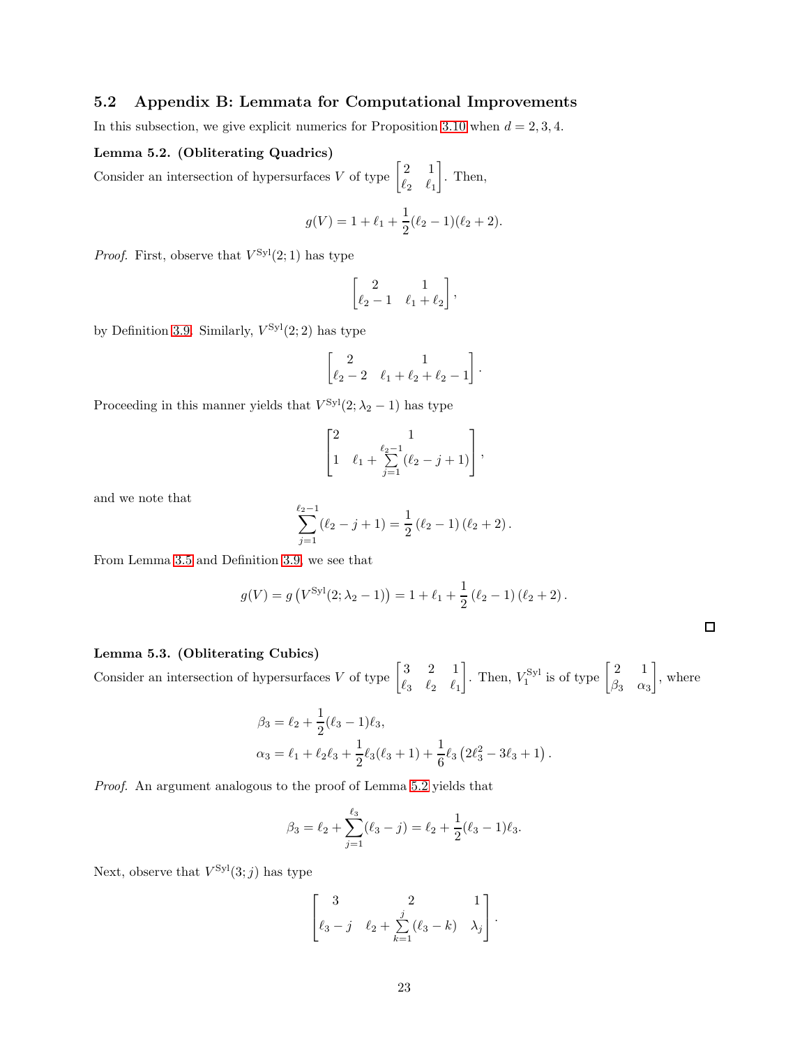### 5.2 Appendix B: Lemmata for Computational Improvements

In this subsection, we give explicit numerics for Proposition 3.10 when $d = 2, 3, 4$.

**Lemma 5.2. (Obliterating Quadrics)**
Consider an intersection of hypersurfaces $V$ of type $\begin{bmatrix} 2 & 1 \\ \ell_2 & \ell_1 \end{bmatrix}$. Then,

$$g(V) = 1 + \ell_1 + \frac{1}{2}(\ell_2 - 1)(\ell_2 + 2).$$

*Proof.* First, observe that $V^{\mathrm{Syl}}(2;1)$ has type

$$\begin{bmatrix} 2 & 1 \\ \ell_2 - 1 & \ell_1 + \ell_2 \end{bmatrix},$$

by Definition 3.9. Similarly, $V^{\mathrm{Syl}}(2;2)$ has type

$$\begin{bmatrix} 2 & 1 \\ \ell_2 - 2 & \ell_1 + \ell_2 + \ell_2 - 1 \end{bmatrix}.$$

Proceeding in this manner yields that $V^{\mathrm{Syl}}(2; \lambda_2 - 1)$ has type

$$\begin{bmatrix} 2 & 1 \\ 1 & \ell_1 + \sum_{j=1}^{\ell_2 - 1} (\ell_2 - j + 1) \end{bmatrix},$$

and we note that

$$\sum_{j=1}^{\ell_2 - 1} (\ell_2 - j + 1) = \frac{1}{2}\left(\ell_2 - 1\right)\left(\ell_2 + 2\right).$$

From Lemma 3.5 and Definition 3.9, we see that

$$g(V) = g\left(V^{\mathrm{Syl}}(2; \lambda_2 - 1)\right) = 1 + \ell_1 + \frac{1}{2}\left(\ell_2 - 1\right)\left(\ell_2 + 2\right).$$

$\square$

**Lemma 5.3. (Obliterating Cubics)**
Consider an intersection of hypersurfaces $V$ of type $\begin{bmatrix} 3 & 2 & 1 \\ \ell_3 & \ell_2 & \ell_1 \end{bmatrix}$. Then, $V_1^{\mathrm{Syl}}$ is of type $\begin{bmatrix} 2 & 1 \\ \beta_3 & \alpha_3 \end{bmatrix}$, where

$$\beta_3 = \ell_2 + \frac{1}{2}(\ell_3 - 1)\ell_3,$$
$$\alpha_3 = \ell_1 + \ell_2\ell_3 + \frac{1}{2}\ell_3(\ell_3 + 1) + \frac{1}{6}\ell_3\left(2\ell_3^2 - 3\ell_3 + 1\right).$$

*Proof.* An argument analogous to the proof of Lemma 5.2 yields that

$$\beta_3 = \ell_2 + \sum_{j=1}^{\ell_3} (\ell_3 - j) = \ell_2 + \frac{1}{2}(\ell_3 - 1)\ell_3.$$

Next, observe that $V^{\mathrm{Syl}}(3; j)$ has type

$$\begin{bmatrix} 3 & 2 & 1 \\ \ell_3 - j & \ell_2 + \sum_{k=1}^{j} (\ell_3 - k) & \lambda_j \end{bmatrix}.$$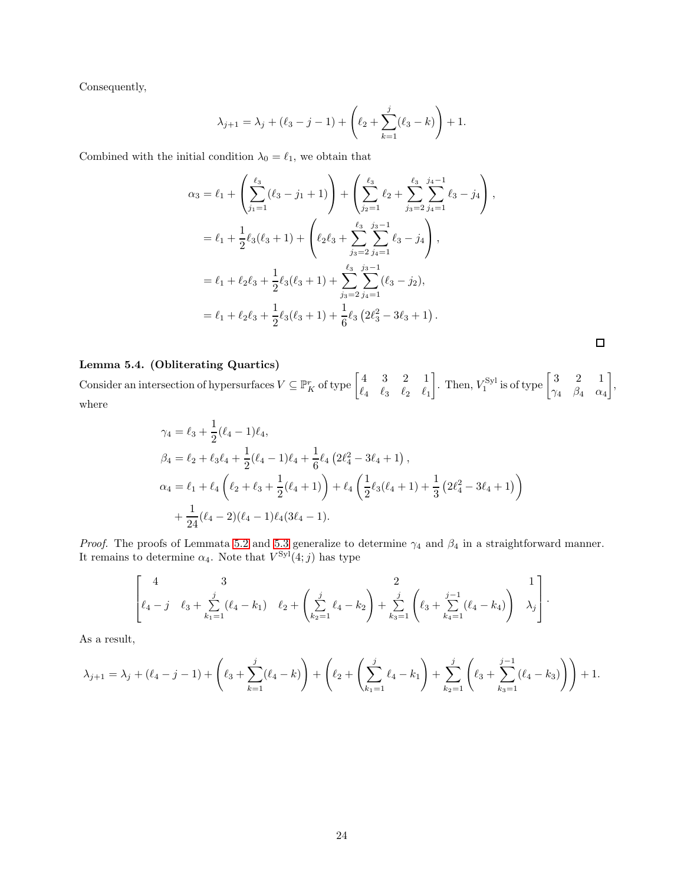Consequently,

$$\lambda_{j+1} = \lambda_j + (\ell_3 - j - 1) + \left(\ell_2 + \sum_{k=1}^{j}(\ell_3 - k)\right) + 1.$$

Combined with the initial condition $\lambda_0 = \ell_1$, we obtain that

$$\begin{aligned}
\alpha_3 &= \ell_1 + \left(\sum_{j_1=1}^{\ell_3}(\ell_3 - j_1 + 1)\right) + \left(\sum_{j_2=1}^{\ell_3}\ell_2 + \sum_{j_3=2}^{\ell_3}\sum_{j_4=1}^{j_4-1}\ell_3 - j_4\right), \\
&= \ell_1 + \frac{1}{2}\ell_3(\ell_3+1) + \left(\ell_2\ell_3 + \sum_{j_3=2}^{\ell_3}\sum_{j_4=1}^{j_3-1}\ell_3 - j_4\right), \\
&= \ell_1 + \ell_2\ell_3 + \frac{1}{2}\ell_3(\ell_3+1) + \sum_{j_3=2}^{\ell_3}\sum_{j_4=1}^{j_3-1}(\ell_3 - j_2), \\
&= \ell_1 + \ell_2\ell_3 + \frac{1}{2}\ell_3(\ell_3+1) + \frac{1}{6}\ell_3\left(2\ell_3^2 - 3\ell_3 + 1\right).
\end{aligned}$$

□

**Lemma 5.4. (Obliterating Quartics)**
Consider an intersection of hypersurfaces $V \subseteq \mathbb{P}_K^r$ of type $\begin{bmatrix} 4 & 3 & 2 & 1 \\ \ell_4 & \ell_3 & \ell_2 & \ell_1 \end{bmatrix}$. Then, $V_1^{\mathrm{Syl}}$ is of type $\begin{bmatrix} 3 & 2 & 1 \\ \gamma_4 & \beta_4 & \alpha_4 \end{bmatrix}$, where

$$\begin{aligned}
\gamma_4 &= \ell_3 + \frac{1}{2}(\ell_4 - 1)\ell_4, \\
\beta_4 &= \ell_2 + \ell_3\ell_4 + \frac{1}{2}(\ell_4 - 1)\ell_4 + \frac{1}{6}\ell_4\left(2\ell_4^2 - 3\ell_4 + 1\right), \\
\alpha_4 &= \ell_1 + \ell_4\left(\ell_2 + \ell_3 + \frac{1}{2}(\ell_4 + 1)\right) + \ell_4\left(\frac{1}{2}\ell_3(\ell_4+1) + \frac{1}{3}\left(2\ell_4^2 - 3\ell_4 + 1\right)\right) \\
&\quad + \frac{1}{24}(\ell_4 - 2)(\ell_4 - 1)\ell_4(3\ell_4 - 1).
\end{aligned}$$

*Proof.* The proofs of Lemmata 5.2 and 5.3 generalize to determine $\gamma_4$ and $\beta_4$ in a straightforward manner. It remains to determine $\alpha_4$. Note that $V^{\mathrm{Syl}}(4; j)$ has type

$$\begin{bmatrix} 4 & 3 & 2 & 1 \\ \ell_4 - j & \ell_3 + \sum\limits_{k_1=1}^{j}(\ell_4 - k_1) & \ell_2 + \left(\sum\limits_{k_2=1}^{j}\ell_4 - k_2\right) + \sum\limits_{k_3=1}^{j}\left(\ell_3 + \sum\limits_{k_4=1}^{j-1}(\ell_4 - k_4)\right) & \lambda_j \end{bmatrix}.$$

As a result,

$$\lambda_{j+1} = \lambda_j + (\ell_4 - j - 1) + \left(\ell_3 + \sum_{k=1}^{j}(\ell_4 - k)\right) + \left(\ell_2 + \left(\sum_{k_1=1}^{j}\ell_4 - k_1\right) + \sum_{k_2=1}^{j}\left(\ell_3 + \sum_{k_3=1}^{j-1}(\ell_4 - k_3)\right)\right) + 1.$$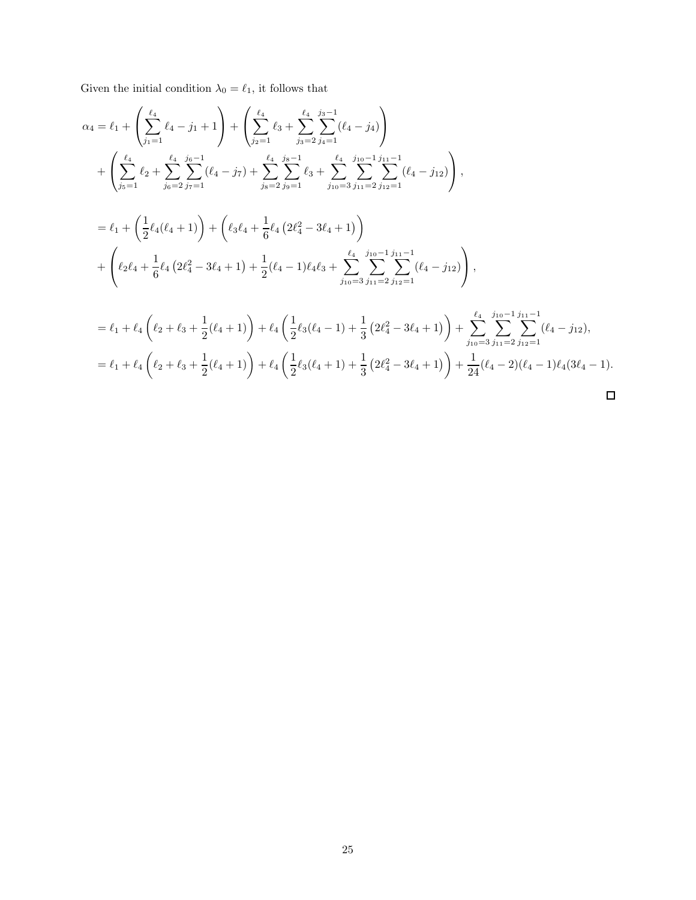Given the initial condition $\lambda_0 = \ell_1$, it follows that

$$
\begin{aligned}
\alpha_4 &= \ell_1 + \left( \sum_{j_1=1}^{\ell_4} \ell_4 - j_1 + 1 \right) + \left( \sum_{j_2=1}^{\ell_4} \ell_3 + \sum_{j_3=2}^{\ell_4} \sum_{j_4=1}^{j_3-1} (\ell_4 - j_4) \right) \\
&\quad + \left( \sum_{j_5=1}^{\ell_4} \ell_2 + \sum_{j_6=2}^{\ell_4} \sum_{j_7=1}^{j_6-1} (\ell_4 - j_7) + \sum_{j_8=2}^{\ell_4} \sum_{j_9=1}^{j_8-1} \ell_3 + \sum_{j_{10}=3}^{\ell_4} \sum_{j_{11}=2}^{j_{10}-1} \sum_{j_{12}=1}^{j_{11}-1} (\ell_4 - j_{12}) \right),
\end{aligned}
$$

$$
\begin{aligned}
&= \ell_1 + \left( \frac{1}{2} \ell_4 (\ell_4 + 1) \right) + \left( \ell_3 \ell_4 + \frac{1}{6} \ell_4 \left( 2\ell_4^2 - 3\ell_4 + 1 \right) \right) \\
&\quad + \left( \ell_2 \ell_4 + \frac{1}{6} \ell_4 \left( 2\ell_4^2 - 3\ell_4 + 1 \right) + \frac{1}{2} (\ell_4 - 1) \ell_4 \ell_3 + \sum_{j_{10}=3}^{\ell_4} \sum_{j_{11}=2}^{j_{10}-1} \sum_{j_{12}=1}^{j_{11}-1} (\ell_4 - j_{12}) \right),
\end{aligned}
$$

$$
\begin{aligned}
&= \ell_1 + \ell_4 \left( \ell_2 + \ell_3 + \frac{1}{2} (\ell_4 + 1) \right) + \ell_4 \left( \frac{1}{2} \ell_3 (\ell_4 - 1) + \frac{1}{3} \left( 2\ell_4^2 - 3\ell_4 + 1 \right) \right) + \sum_{j_{10}=3}^{\ell_4} \sum_{j_{11}=2}^{j_{10}-1} \sum_{j_{12}=1}^{j_{11}-1} (\ell_4 - j_{12}), \\
&= \ell_1 + \ell_4 \left( \ell_2 + \ell_3 + \frac{1}{2} (\ell_4 + 1) \right) + \ell_4 \left( \frac{1}{2} \ell_3 (\ell_4 + 1) + \frac{1}{3} \left( 2\ell_4^2 - 3\ell_4 + 1 \right) \right) + \frac{1}{24} (\ell_4 - 2)(\ell_4 - 1) \ell_4 (3\ell_4 - 1).
\end{aligned}
$$

□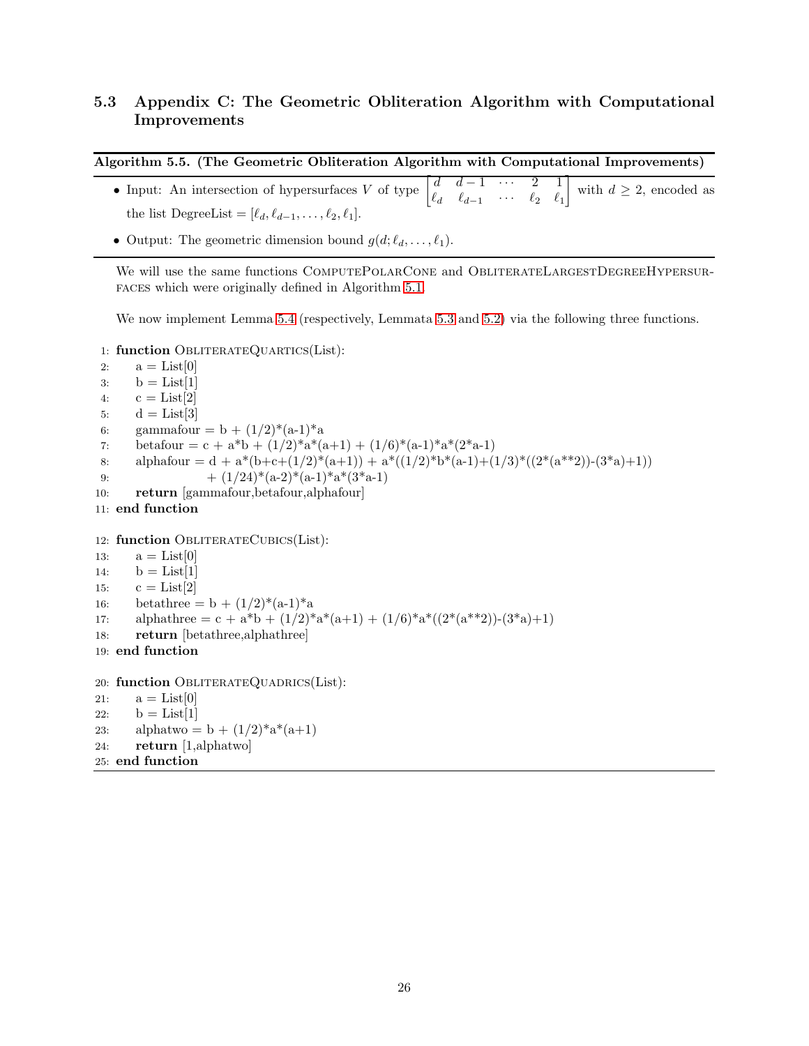### 5.3 Appendix C: The Geometric Obliteration Algorithm with Computational Improvements

**Algorithm 5.5. (The Geometric Obliteration Algorithm with Computational Improvements)**

- Input: An intersection of hypersurfaces $V$ of type $\begin{bmatrix} d & d-1 & \cdots & 2 & 1 \\ \ell_d & \ell_{d-1} & \cdots & \ell_2 & \ell_1 \end{bmatrix}$ with $d \geq 2$, encoded as the list DegreeList $= [\ell_d, \ell_{d-1}, \ldots, \ell_2, \ell_1]$.
- Output: The geometric dimension bound $g(d; \ell_d, \ldots, \ell_1)$.

We will use the same functions ComputePolarCone and ObliterateLargestDegreeHypersurfaces which were originally defined in Algorithm 5.1.

We now implement Lemma 5.4 (respectively, Lemmata 5.3 and 5.2) via the following three functions.

```
1:  function ObliterateQuartics(List):
2:      a = List[0]
3:      b = List[1]
4:      c = List[2]
5:      d = List[3]
6:      gammafour = b + (1/2)*(a-1)*a
7:      betafour = c + a*b + (1/2)*a*(a+1) + (1/6)*(a-1)*a*(2*a-1)
8:      alphafour = d + a*(b+c+(1/2)*(a+1)) + a*((1/2)*b*(a-1)+(1/3)*((2*(a**2))-(3*a)+1))
9:                  + (1/24)*(a-2)*(a-1)*a*(3*a-1)
10:     return [gammafour,betafour,alphafour]
11: end function

12: function ObliterateCubics(List):
13:     a = List[0]
14:     b = List[1]
15:     c = List[2]
16:     betathree = b + (1/2)*(a-1)*a
17:     alphathree = c + a*b + (1/2)*a*(a+1) + (1/6)*a*((2*(a**2))-(3*a)+1)
18:     return [betathree,alphathree]
19: end function

20: function ObliterateQuadrics(List):
21:     a = List[0]
22:     b = List[1]
23:     alphatwo = b + (1/2)*a*(a+1)
24:     return [1,alphatwo]
25: end function
```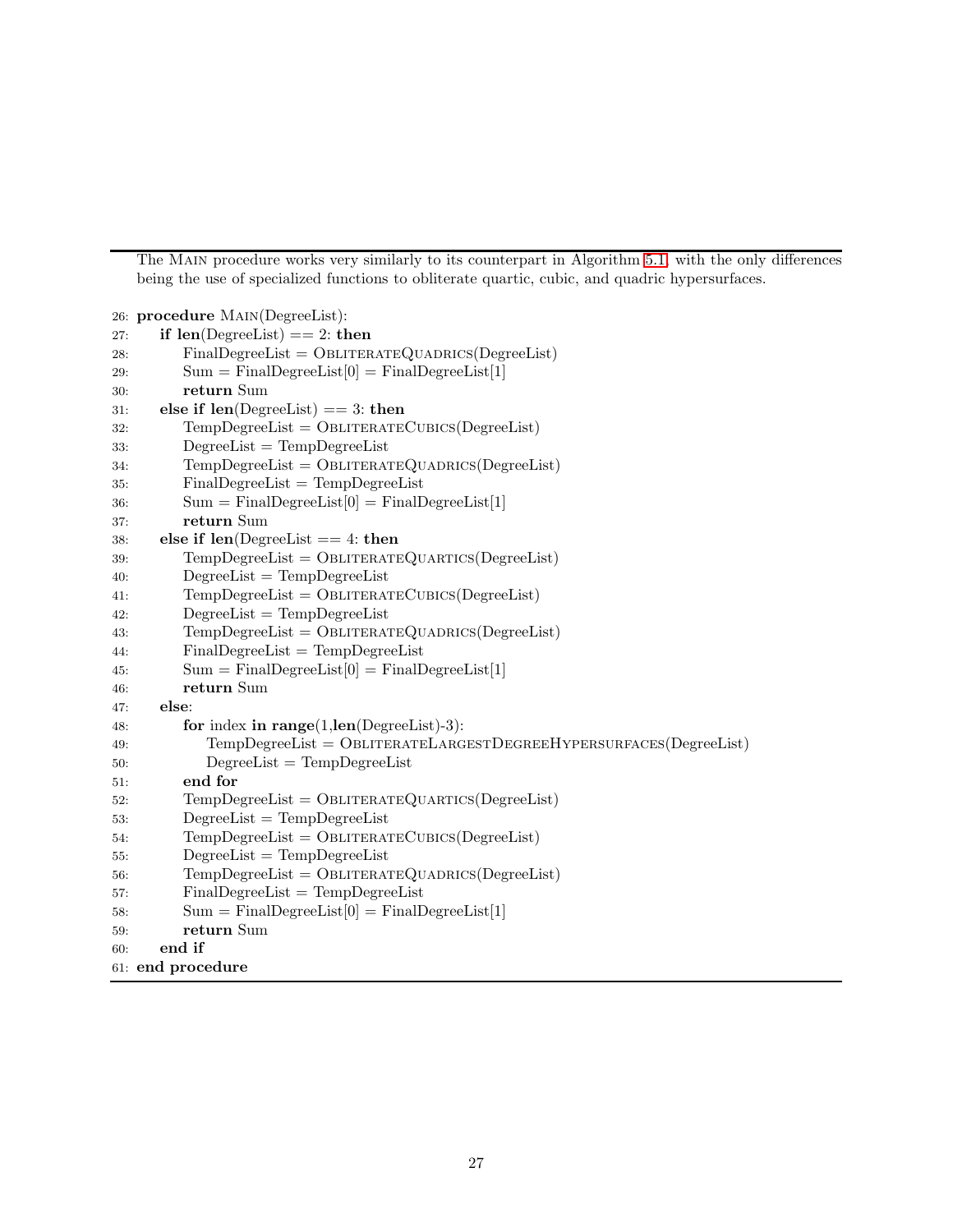The Main procedure works very similarly to its counterpart in Algorithm 5.1, with the only differences being the use of specialized functions to obliterate quartic, cubic, and quadric hypersurfaces.

```
26: procedure Main(DegreeList):
27:     if len(DegreeList) == 2: then
28:         FinalDegreeList = ObliterateQuadrics(DegreeList)
29:         Sum = FinalDegreeList[0] = FinalDegreeList[1]
30:         return Sum
31:     else if len(DegreeList) == 3: then
32:         TempDegreeList = ObliterateCubics(DegreeList)
33:         DegreeList = TempDegreeList
34:         TempDegreeList = ObliterateQuadrics(DegreeList)
35:         FinalDegreeList = TempDegreeList
36:         Sum = FinalDegreeList[0] = FinalDegreeList[1]
37:         return Sum
38:     else if len(DegreeList == 4: then
39:         TempDegreeList = ObliterateQuartics(DegreeList)
40:         DegreeList = TempDegreeList
41:         TempDegreeList = ObliterateCubics(DegreeList)
42:         DegreeList = TempDegreeList
43:         TempDegreeList = ObliterateQuadrics(DegreeList)
44:         FinalDegreeList = TempDegreeList
45:         Sum = FinalDegreeList[0] = FinalDegreeList[1]
46:         return Sum
47:     else:
48:         for index in range(1,len(DegreeList)-3):
49:             TempDegreeList = ObliterateLargestDegreeHypersurfaces(DegreeList)
50:             DegreeList = TempDegreeList
51:         end for
52:         TempDegreeList = ObliterateQuartics(DegreeList)
53:         DegreeList = TempDegreeList
54:         TempDegreeList = ObliterateCubics(DegreeList)
55:         DegreeList = TempDegreeList
56:         TempDegreeList = ObliterateQuadrics(DegreeList)
57:         FinalDegreeList = TempDegreeList
58:         Sum = FinalDegreeList[0] = FinalDegreeList[1]
59:         return Sum
60:     end if
61: end procedure
```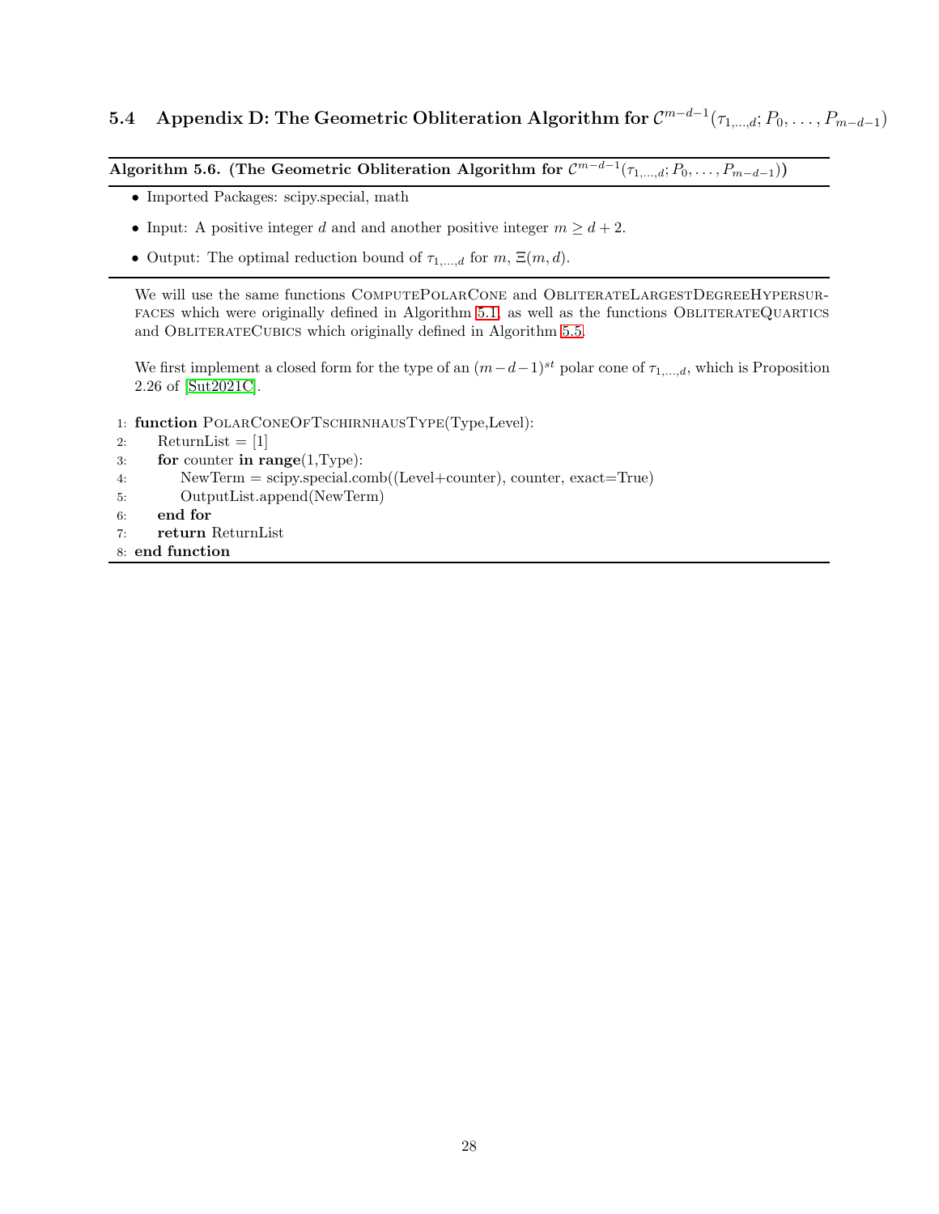## 5.4 Appendix D: The Geometric Obliteration Algorithm for $\mathcal{C}^{m-d-1}(\tau_{1,\ldots,d}; P_0, \ldots, P_{m-d-1})$

**Algorithm 5.6. (The Geometric Obliteration Algorithm for $\mathcal{C}^{m-d-1}(\tau_{1,\ldots,d}; P_0, \ldots, P_{m-d-1})$)**

- Imported Packages: scipy.special, math
- Input: A positive integer $d$ and and another positive integer $m \geq d+2$.
- Output: The optimal reduction bound of $\tau_{1,\ldots,d}$ for $m$, $\Xi(m,d)$.

We will use the same functions ComputePolarCone and ObliterateLargestDegreeHypersurfaces which were originally defined in Algorithm 5.1, as well as the functions ObliterateQuartics and ObliterateCubics which originally defined in Algorithm 5.5.

We first implement a closed form for the type of an $(m-d-1)^{st}$ polar cone of $\tau_{1,\ldots,d}$, which is Proposition 2.26 of [Sut2021C].

```
1: function PolarConeOfTschirnhausType(Type,Level):
2:     ReturnList = [1]
3:     for counter in range(1,Type):
4:         NewTerm = scipy.special.comb((Level+counter), counter, exact=True)
5:         OutputList.append(NewTerm)
6:     end for
7:     return ReturnList
8: end function
```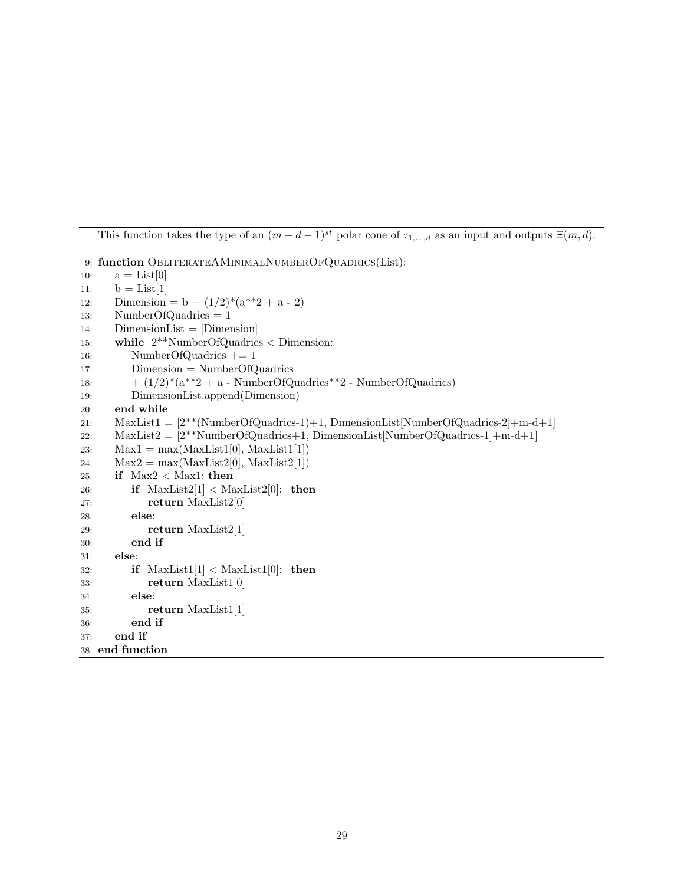This function takes the type of an $(m-d-1)^{st}$ polar cone of $\tau_{1,...,d}$ as an input and outputs $\Xi(m,d)$.

```
 9: function ObliterateAMinimalNumberOfQuadrics(List):
10:     a = List[0]
11:     b = List[1]
12:     Dimension = b + (1/2)*(a**2 + a - 2)
13:     NumberOfQuadrics = 1
14:     DimensionList = [Dimension]
15:     while 2**NumberOfQuadrics < Dimension:
16:         NumberOfQuadrics += 1
17:         Dimension = NumberOfQuadrics
18:         + (1/2)*(a**2 + a - NumberOfQuadrics**2 - NumberOfQuadrics)
19:         DimensionList.append(Dimension)
20:     end while
21:     MaxList1 = [2**(NumberOfQuadrics-1)+1, DimensionList[NumberOfQuadrics-2]+m-d+1]
22:     MaxList2 = [2**NumberOfQuadrics+1, DimensionList[NumberOfQuadrics-1]+m-d+1]
23:     Max1 = max(MaxList1[0], MaxList1[1])
24:     Max2 = max(MaxList2[0], MaxList2[1])
25:     if Max2 < Max1: then
26:         if MaxList2[1] < MaxList2[0]: then
27:             return MaxList2[0]
28:         else:
29:             return MaxList2[1]
30:         end if
31:     else:
32:         if MaxList1[1] < MaxList1[0]: then
33:             return MaxList1[0]
34:         else:
35:             return MaxList1[1]
36:         end if
37:     end if
38: end function
```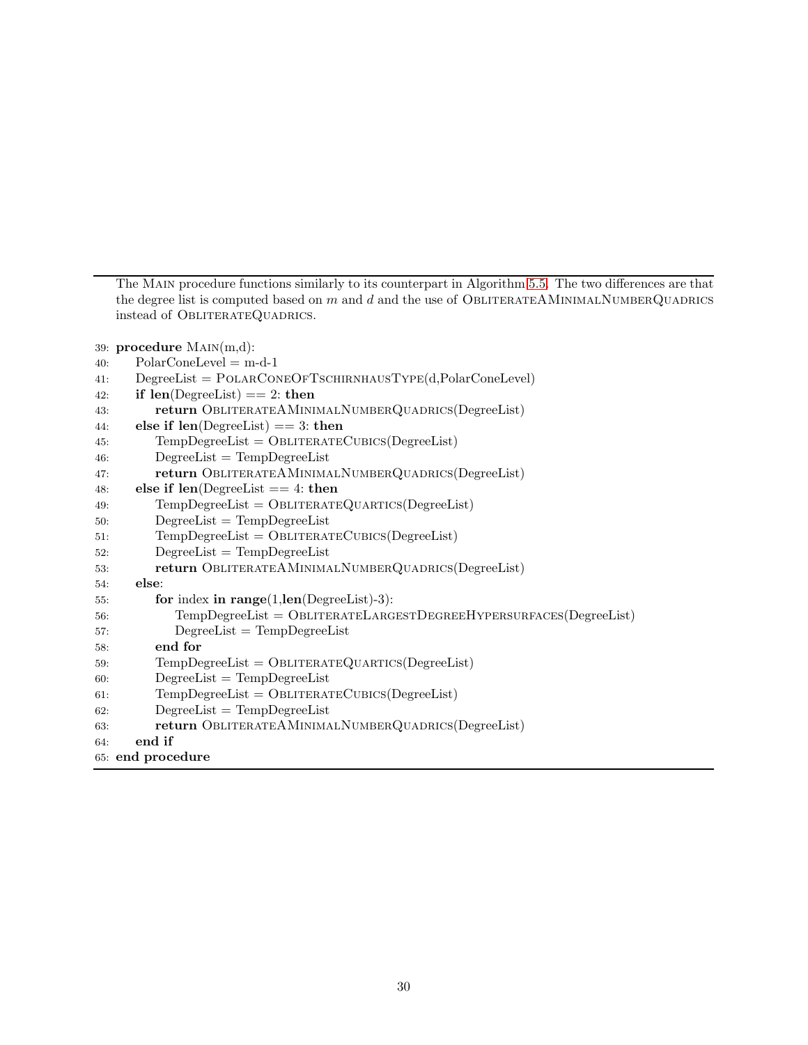The Main procedure functions similarly to its counterpart in Algorithm 5.5. The two differences are that the degree list is computed based on $m$ and $d$ and the use of ObliterateAMinimalNumberQuadrics instead of ObliterateQuadrics.

```
39: procedure Main(m,d):
40:     PolarConeLevel = m-d-1
41:     DegreeList = PolarConeOfTschirnhausType(d,PolarConeLevel)
42:     if len(DegreeList) == 2: then
43:         return ObliterateAMinimalNumberQuadrics(DegreeList)
44:     else if len(DegreeList) == 3: then
45:         TempDegreeList = ObliterateCubics(DegreeList)
46:         DegreeList = TempDegreeList
47:         return ObliterateAMinimalNumberQuadrics(DegreeList)
48:     else if len(DegreeList == 4: then
49:         TempDegreeList = ObliterateQuartics(DegreeList)
50:         DegreeList = TempDegreeList
51:         TempDegreeList = ObliterateCubics(DegreeList)
52:         DegreeList = TempDegreeList
53:         return ObliterateAMinimalNumberQuadrics(DegreeList)
54:     else:
55:         for index in range(1,len(DegreeList)-3):
56:             TempDegreeList = ObliterateLargestDegreeHypersurfaces(DegreeList)
57:             DegreeList = TempDegreeList
58:         end for
59:         TempDegreeList = ObliterateQuartics(DegreeList)
60:         DegreeList = TempDegreeList
61:         TempDegreeList = ObliterateCubics(DegreeList)
62:         DegreeList = TempDegreeList
63:         return ObliterateAMinimalNumberQuadrics(DegreeList)
64:     end if
65: end procedure
```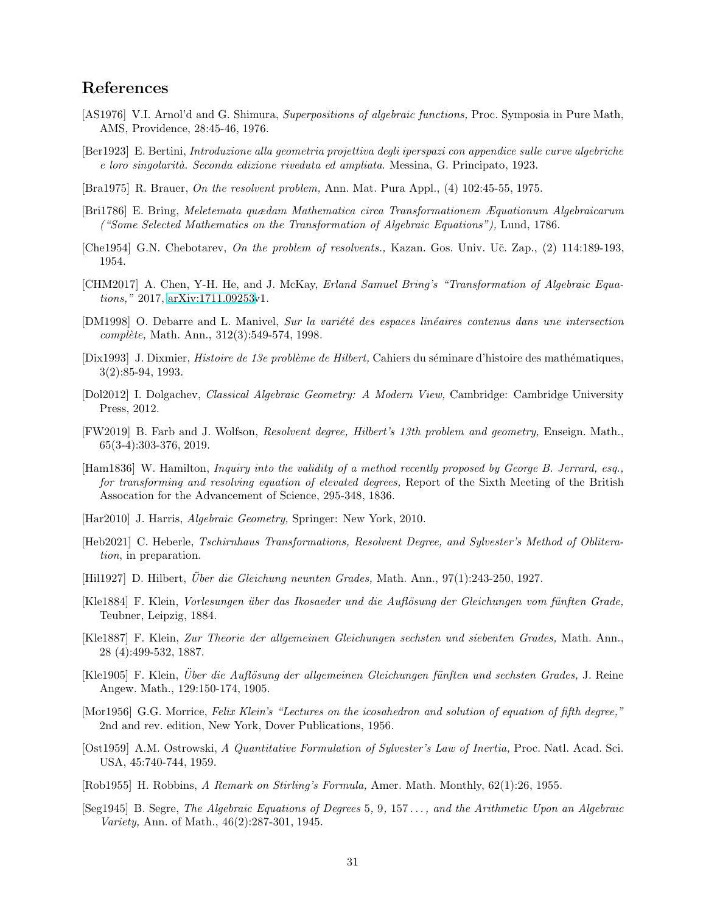## References

[AS1976] V.I. Arnol'd and G. Shimura, *Superpositions of algebraic functions,* Proc. Symposia in Pure Math, AMS, Providence, 28:45-46, 1976.

[Ber1923] E. Bertini, *Introduzione alla geometria projettiva degli iperspazi con appendice sulle curve algebriche e loro singolarità. Seconda edizione riveduta ed ampliata*. Messina, G. Principato, 1923.

[Bra1975] R. Brauer, *On the resolvent problem,* Ann. Mat. Pura Appl., (4) 102:45-55, 1975.

[Bri1786] E. Bring, *Meletemata quædam Mathematica circa Transformationem Æquationum Algebraicarum ("Some Selected Mathematics on the Transformation of Algebraic Equations"),* Lund, 1786.

[Che1954] G.N. Chebotarev, *On the problem of resolvents.,* Kazan. Gos. Univ. Uč. Zap., (2) 114:189-193, 1954.

[CHM2017] A. Chen, Y-H. He, and J. McKay, *Erland Samuel Bring's "Transformation of Algebraic Equations,"* 2017, arXiv:1711.09253v1.

[DM1998] O. Debarre and L. Manivel, *Sur la variété des espaces linéaires contenus dans une intersection complète,* Math. Ann., 312(3):549-574, 1998.

[Dix1993] J. Dixmier, *Histoire de 13e problème de Hilbert,* Cahiers du séminare d'histoire des mathématiques, 3(2):85-94, 1993.

[Dol2012] I. Dolgachev, *Classical Algebraic Geometry: A Modern View,* Cambridge: Cambridge University Press, 2012.

[FW2019] B. Farb and J. Wolfson, *Resolvent degree, Hilbert's 13th problem and geometry,* Enseign. Math., 65(3-4):303-376, 2019.

[Ham1836] W. Hamilton, *Inquiry into the validity of a method recently proposed by George B. Jerrard, esq., for transforming and resolving equation of elevated degrees,* Report of the Sixth Meeting of the British Assocation for the Advancement of Science, 295-348, 1836.

[Har2010] J. Harris, *Algebraic Geometry,* Springer: New York, 2010.

[Heb2021] C. Heberle, *Tschirnhaus Transformations, Resolvent Degree, and Sylvester's Method of Obliteration*, in preparation.

[Hil1927] D. Hilbert, *Über die Gleichung neunten Grades,* Math. Ann., 97(1):243-250, 1927.

[Kle1884] F. Klein, *Vorlesungen über das Ikosaeder und die Auflösung der Gleichungen vom fünften Grade,* Teubner, Leipzig, 1884.

[Kle1887] F. Klein, *Zur Theorie der allgemeinen Gleichungen sechsten und siebenten Grades,* Math. Ann., 28 (4):499-532, 1887.

[Kle1905] F. Klein, *Über die Auflösung der allgemeinen Gleichungen fünften und sechsten Grades,* J. Reine Angew. Math., 129:150-174, 1905.

[Mor1956] G.G. Morrice, *Felix Klein's "Lectures on the icosahedron and solution of equation of fifth degree,"* 2nd and rev. edition, New York, Dover Publications, 1956.

[Ost1959] A.M. Ostrowski, *A Quantitative Formulation of Sylvester's Law of Inertia,* Proc. Natl. Acad. Sci. USA, 45:740-744, 1959.

[Rob1955] H. Robbins, *A Remark on Stirling's Formula,* Amer. Math. Monthly, 62(1):26, 1955.

[Seg1945] B. Segre, *The Algebraic Equations of Degrees* 5*,* 9*,* 157 *. . . , and the Arithmetic Upon an Algebraic Variety,* Ann. of Math., 46(2):287-301, 1945.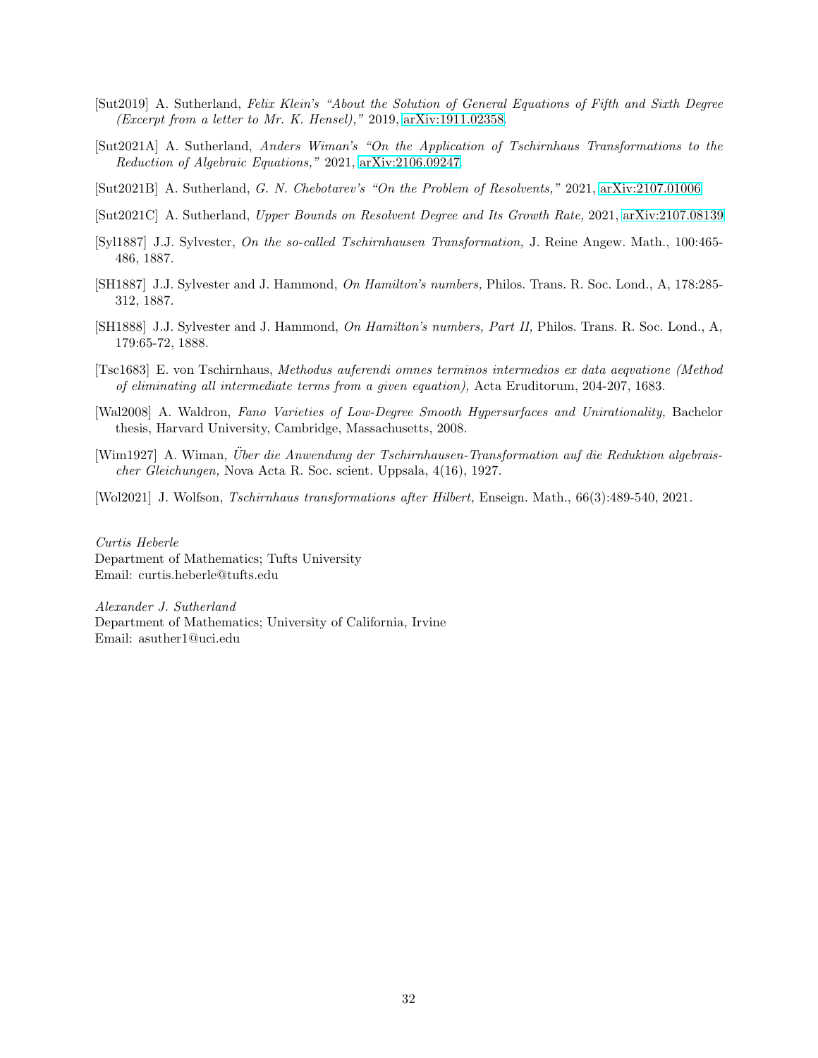[Sut2019] A. Sutherland, *Felix Klein's "About the Solution of General Equations of Fifth and Sixth Degree (Excerpt from a letter to Mr. K. Hensel),"* 2019, arXiv:1911.02358.

[Sut2021A] A. Sutherland, *Anders Wiman's "On the Application of Tschirnhaus Transformations to the Reduction of Algebraic Equations,"* 2021, arXiv:2106.09247.

[Sut2021B] A. Sutherland, *G. N. Chebotarev's "On the Problem of Resolvents,"* 2021, arXiv:2107.01006.

[Sut2021C] A. Sutherland, *Upper Bounds on Resolvent Degree and Its Growth Rate,* 2021, arXiv:2107.08139.

[Syl1887] J.J. Sylvester, *On the so-called Tschirnhausen Transformation,* J. Reine Angew. Math., 100:465-486, 1887.

[SH1887] J.J. Sylvester and J. Hammond, *On Hamilton's numbers,* Philos. Trans. R. Soc. Lond., A, 178:285-312, 1887.

[SH1888] J.J. Sylvester and J. Hammond, *On Hamilton's numbers, Part II,* Philos. Trans. R. Soc. Lond., A, 179:65-72, 1888.

[Tsc1683] E. von Tschirnhaus, *Methodus auferendi omnes terminos intermedios ex data aeqvatione (Method of eliminating all intermediate terms from a given equation),* Acta Eruditorum, 204-207, 1683.

[Wal2008] A. Waldron, *Fano Varieties of Low-Degree Smooth Hypersurfaces and Unirationality,* Bachelor thesis, Harvard University, Cambridge, Massachusetts, 2008.

[Wim1927] A. Wiman, *Über die Anwendung der Tschirnhausen-Transformation auf die Reduktion algebraischer Gleichungen,* Nova Acta R. Soc. scient. Uppsala, 4(16), 1927.

[Wol2021] J. Wolfson, *Tschirnhaus transformations after Hilbert,* Enseign. Math., 66(3):489-540, 2021.

*Curtis Heberle*
Department of Mathematics; Tufts University
Email: curtis.heberle@tufts.edu

*Alexander J. Sutherland*
Department of Mathematics; University of California, Irvine
Email: asuther1@uci.edu